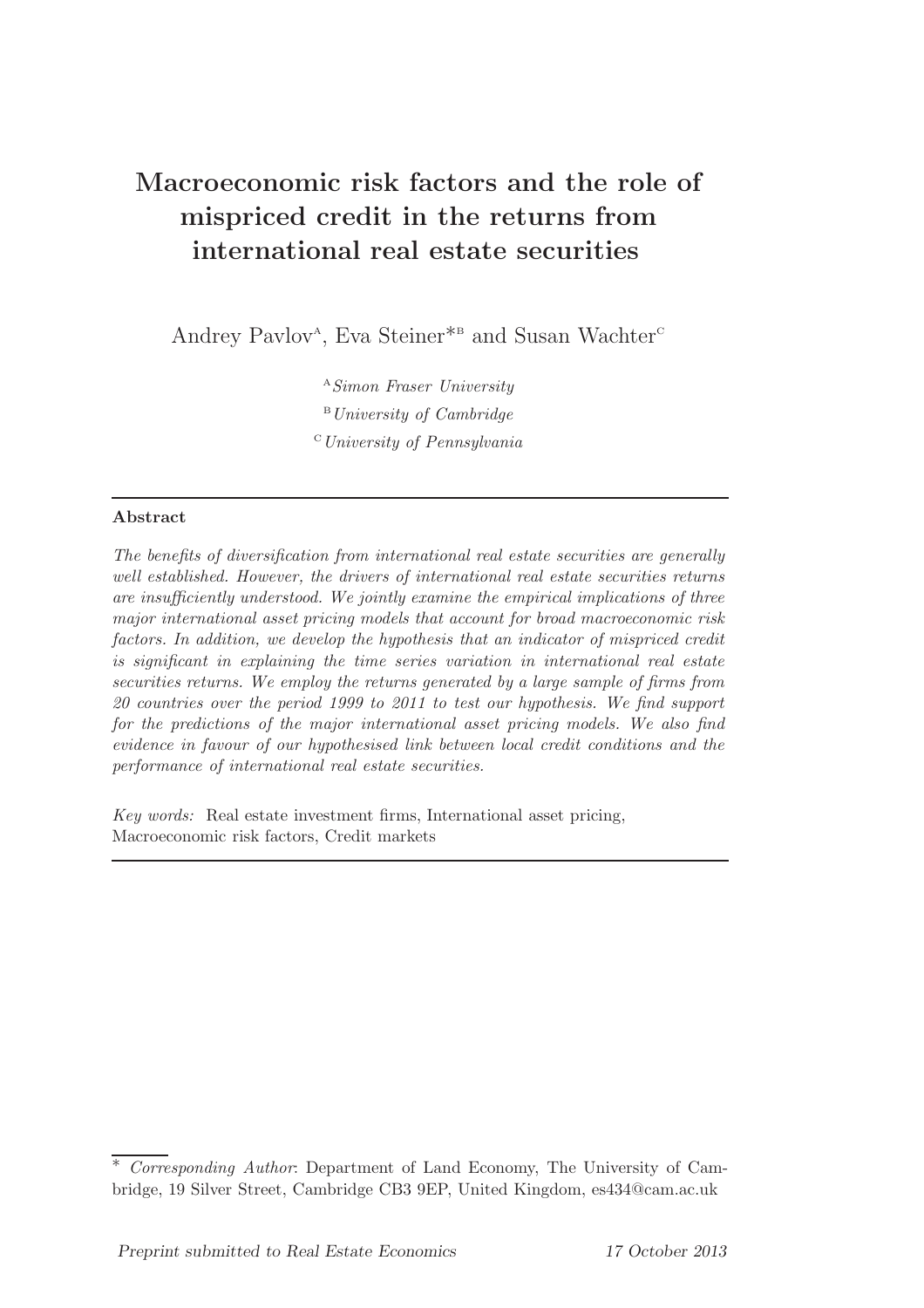# Macroeconomic risk factors and the role of mispriced credit in the returns from international real estate securities

Andrey Pavlov[A], Eva Steiner*[B] and Susan Wachter[C]

[A] *Simon Fraser University*

[B] *University of Cambridge*

[C] *University of Pennsylvania*

---

**Abstract**

*The benefits of diversification from international real estate securities are generally well established. However, the drivers of international real estate securities returns are insufficiently understood. We jointly examine the empirical implications of three major international asset pricing models that account for broad macroeconomic risk factors. In addition, we develop the hypothesis that an indicator of mispriced credit is significant in explaining the time series variation in international real estate securities returns. We employ the returns generated by a large sample of firms from 20 countries over the period 1999 to 2011 to test our hypothesis. We find support for the predictions of the major international asset pricing models. We also find evidence in favour of our hypothesised link between local credit conditions and the performance of international real estate securities.*

*Key words:* Real estate investment firms, International asset pricing, Macroeconomic risk factors, Credit markets

---

\* *Corresponding Author*: Department of Land Economy, The University of Cambridge, 19 Silver Street, Cambridge CB3 9EP, United Kingdom, es434@cam.ac.uk

*Preprint submitted to Real Estate Economics* — *17 October 2013*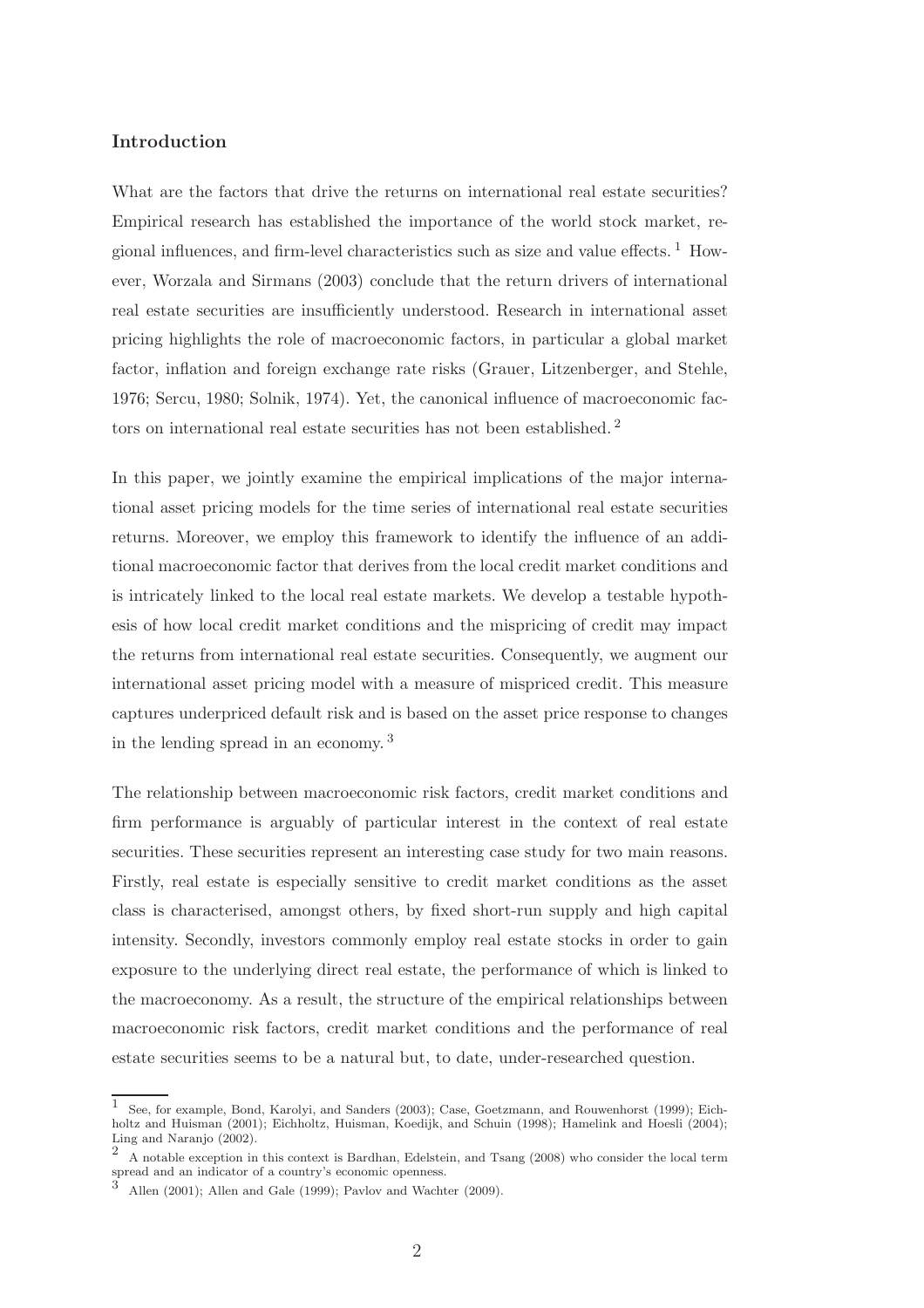## Introduction

What are the factors that drive the returns on international real estate securities? Empirical research has established the importance of the world stock market, regional influences, and firm-level characteristics such as size and value effects. [1] However, Worzala and Sirmans (2003) conclude that the return drivers of international real estate securities are insufficiently understood. Research in international asset pricing highlights the role of macroeconomic factors, in particular a global market factor, inflation and foreign exchange rate risks (Grauer, Litzenberger, and Stehle, 1976; Sercu, 1980; Solnik, 1974). Yet, the canonical influence of macroeconomic factors on international real estate securities has not been established. [2]

In this paper, we jointly examine the empirical implications of the major international asset pricing models for the time series of international real estate securities returns. Moreover, we employ this framework to identify the influence of an additional macroeconomic factor that derives from the local credit market conditions and is intricately linked to the local real estate markets. We develop a testable hypothesis of how local credit market conditions and the mispricing of credit may impact the returns from international real estate securities. Consequently, we augment our international asset pricing model with a measure of mispriced credit. This measure captures underpriced default risk and is based on the asset price response to changes in the lending spread in an economy. [3]

The relationship between macroeconomic risk factors, credit market conditions and firm performance is arguably of particular interest in the context of real estate securities. These securities represent an interesting case study for two main reasons. Firstly, real estate is especially sensitive to credit market conditions as the asset class is characterised, amongst others, by fixed short-run supply and high capital intensity. Secondly, investors commonly employ real estate stocks in order to gain exposure to the underlying direct real estate, the performance of which is linked to the macroeconomy. As a result, the structure of the empirical relationships between macroeconomic risk factors, credit market conditions and the performance of real estate securities seems to be a natural but, to date, under-researched question.

[1] See, for example, Bond, Karolyi, and Sanders (2003); Case, Goetzmann, and Rouwenhorst (1999); Eichholtz and Huisman (2001); Eichholtz, Huisman, Koedijk, and Schuin (1998); Hamelink and Hoesli (2004); Ling and Naranjo (2002).

[2] A notable exception in this context is Bardhan, Edelstein, and Tsang (2008) who consider the local term spread and an indicator of a country's economic openness.

[3] Allen (2001); Allen and Gale (1999); Pavlov and Wachter (2009).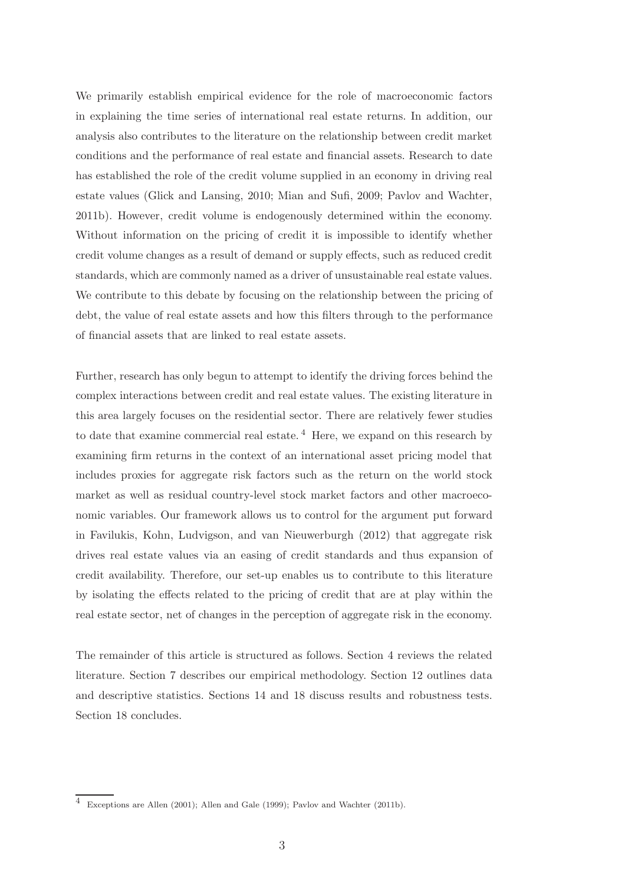We primarily establish empirical evidence for the role of macroeconomic factors in explaining the time series of international real estate returns. In addition, our analysis also contributes to the literature on the relationship between credit market conditions and the performance of real estate and financial assets. Research to date has established the role of the credit volume supplied in an economy in driving real estate values (Glick and Lansing, 2010; Mian and Sufi, 2009; Pavlov and Wachter, 2011b). However, credit volume is endogenously determined within the economy. Without information on the pricing of credit it is impossible to identify whether credit volume changes as a result of demand or supply effects, such as reduced credit standards, which are commonly named as a driver of unsustainable real estate values. We contribute to this debate by focusing on the relationship between the pricing of debt, the value of real estate assets and how this filters through to the performance of financial assets that are linked to real estate assets.

Further, research has only begun to attempt to identify the driving forces behind the complex interactions between credit and real estate values. The existing literature in this area largely focuses on the residential sector. There are relatively fewer studies to date that examine commercial real estate.[4] Here, we expand on this research by examining firm returns in the context of an international asset pricing model that includes proxies for aggregate risk factors such as the return on the world stock market as well as residual country-level stock market factors and other macroeconomic variables. Our framework allows us to control for the argument put forward in Favilukis, Kohn, Ludvigson, and van Nieuwerburgh (2012) that aggregate risk drives real estate values via an easing of credit standards and thus expansion of credit availability. Therefore, our set-up enables us to contribute to this literature by isolating the effects related to the pricing of credit that are at play within the real estate sector, net of changes in the perception of aggregate risk in the economy.

The remainder of this article is structured as follows. Section 4 reviews the related literature. Section 7 describes our empirical methodology. Section 12 outlines data and descriptive statistics. Sections 14 and 18 discuss results and robustness tests. Section 18 concludes.

[4] Exceptions are Allen (2001); Allen and Gale (1999); Pavlov and Wachter (2011b).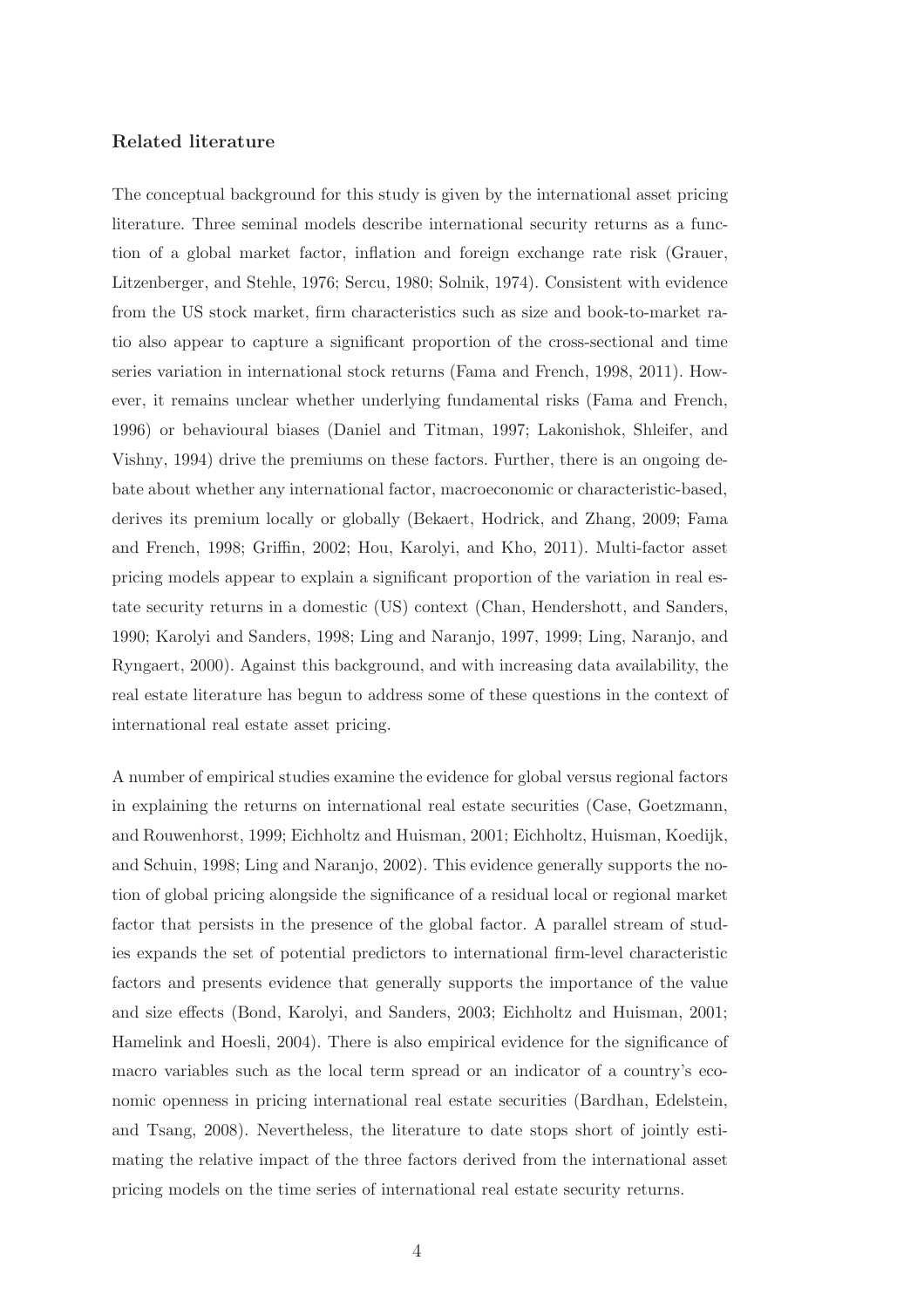### Related literature

The conceptual background for this study is given by the international asset pricing literature. Three seminal models describe international security returns as a function of a global market factor, inflation and foreign exchange rate risk (Grauer, Litzenberger, and Stehle, 1976; Sercu, 1980; Solnik, 1974). Consistent with evidence from the US stock market, firm characteristics such as size and book-to-market ratio also appear to capture a significant proportion of the cross-sectional and time series variation in international stock returns (Fama and French, 1998, 2011). However, it remains unclear whether underlying fundamental risks (Fama and French, 1996) or behavioural biases (Daniel and Titman, 1997; Lakonishok, Shleifer, and Vishny, 1994) drive the premiums on these factors. Further, there is an ongoing debate about whether any international factor, macroeconomic or characteristic-based, derives its premium locally or globally (Bekaert, Hodrick, and Zhang, 2009; Fama and French, 1998; Griffin, 2002; Hou, Karolyi, and Kho, 2011). Multi-factor asset pricing models appear to explain a significant proportion of the variation in real estate security returns in a domestic (US) context (Chan, Hendershott, and Sanders, 1990; Karolyi and Sanders, 1998; Ling and Naranjo, 1997, 1999; Ling, Naranjo, and Ryngaert, 2000). Against this background, and with increasing data availability, the real estate literature has begun to address some of these questions in the context of international real estate asset pricing.

A number of empirical studies examine the evidence for global versus regional factors in explaining the returns on international real estate securities (Case, Goetzmann, and Rouwenhorst, 1999; Eichholtz and Huisman, 2001; Eichholtz, Huisman, Koedijk, and Schuin, 1998; Ling and Naranjo, 2002). This evidence generally supports the notion of global pricing alongside the significance of a residual local or regional market factor that persists in the presence of the global factor. A parallel stream of studies expands the set of potential predictors to international firm-level characteristic factors and presents evidence that generally supports the importance of the value and size effects (Bond, Karolyi, and Sanders, 2003; Eichholtz and Huisman, 2001; Hamelink and Hoesli, 2004). There is also empirical evidence for the significance of macro variables such as the local term spread or an indicator of a country's economic openness in pricing international real estate securities (Bardhan, Edelstein, and Tsang, 2008). Nevertheless, the literature to date stops short of jointly estimating the relative impact of the three factors derived from the international asset pricing models on the time series of international real estate security returns.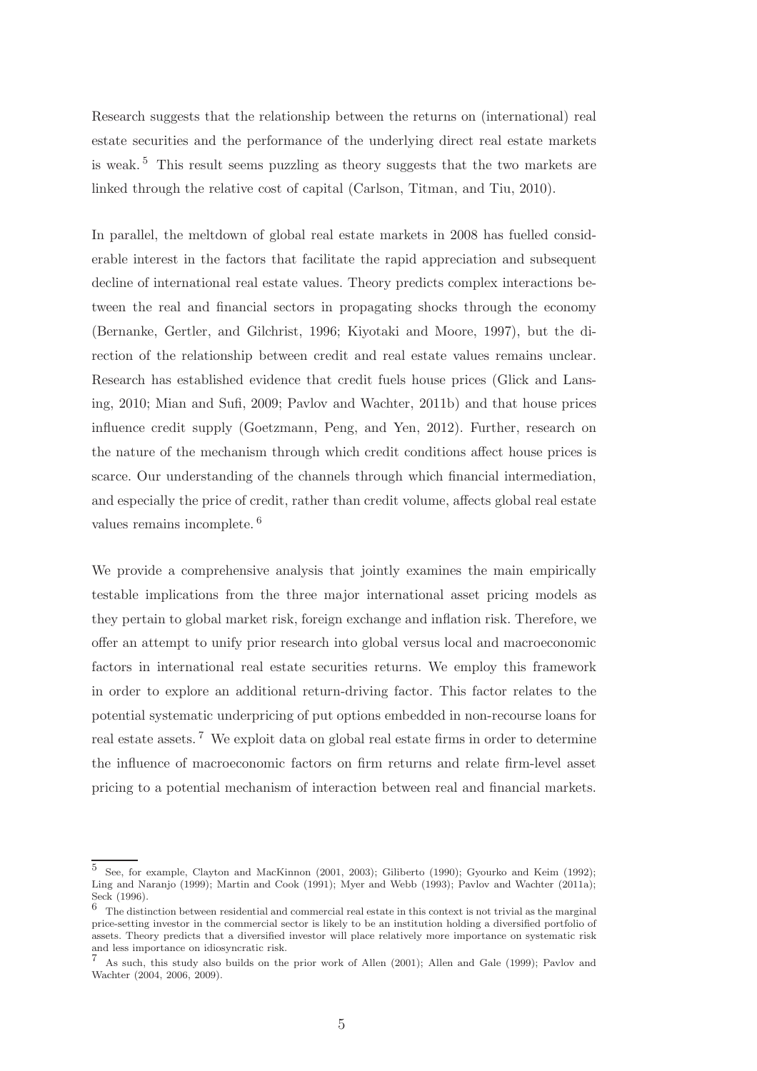Research suggests that the relationship between the returns on (international) real estate securities and the performance of the underlying direct real estate markets is weak.[5] This result seems puzzling as theory suggests that the two markets are linked through the relative cost of capital (Carlson, Titman, and Tiu, 2010).

In parallel, the meltdown of global real estate markets in 2008 has fuelled considerable interest in the factors that facilitate the rapid appreciation and subsequent decline of international real estate values. Theory predicts complex interactions between the real and financial sectors in propagating shocks through the economy (Bernanke, Gertler, and Gilchrist, 1996; Kiyotaki and Moore, 1997), but the direction of the relationship between credit and real estate values remains unclear. Research has established evidence that credit fuels house prices (Glick and Lansing, 2010; Mian and Sufi, 2009; Pavlov and Wachter, 2011b) and that house prices influence credit supply (Goetzmann, Peng, and Yen, 2012). Further, research on the nature of the mechanism through which credit conditions affect house prices is scarce. Our understanding of the channels through which financial intermediation, and especially the price of credit, rather than credit volume, affects global real estate values remains incomplete.[6]

We provide a comprehensive analysis that jointly examines the main empirically testable implications from the three major international asset pricing models as they pertain to global market risk, foreign exchange and inflation risk. Therefore, we offer an attempt to unify prior research into global versus local and macroeconomic factors in international real estate securities returns. We employ this framework in order to explore an additional return-driving factor. This factor relates to the potential systematic underpricing of put options embedded in non-recourse loans for real estate assets.[7] We exploit data on global real estate firms in order to determine the influence of macroeconomic factors on firm returns and relate firm-level asset pricing to a potential mechanism of interaction between real and financial markets.

---

[5] See, for example, Clayton and MacKinnon (2001, 2003); Giliberto (1990); Gyourko and Keim (1992); Ling and Naranjo (1999); Martin and Cook (1991); Myer and Webb (1993); Pavlov and Wachter (2011a); Seck (1996).

[6] The distinction between residential and commercial real estate in this context is not trivial as the marginal price-setting investor in the commercial sector is likely to be an institution holding a diversified portfolio of assets. Theory predicts that a diversified investor will place relatively more importance on systematic risk and less importance on idiosyncratic risk.

[7] As such, this study also builds on the prior work of Allen (2001); Allen and Gale (1999); Pavlov and Wachter (2004, 2006, 2009).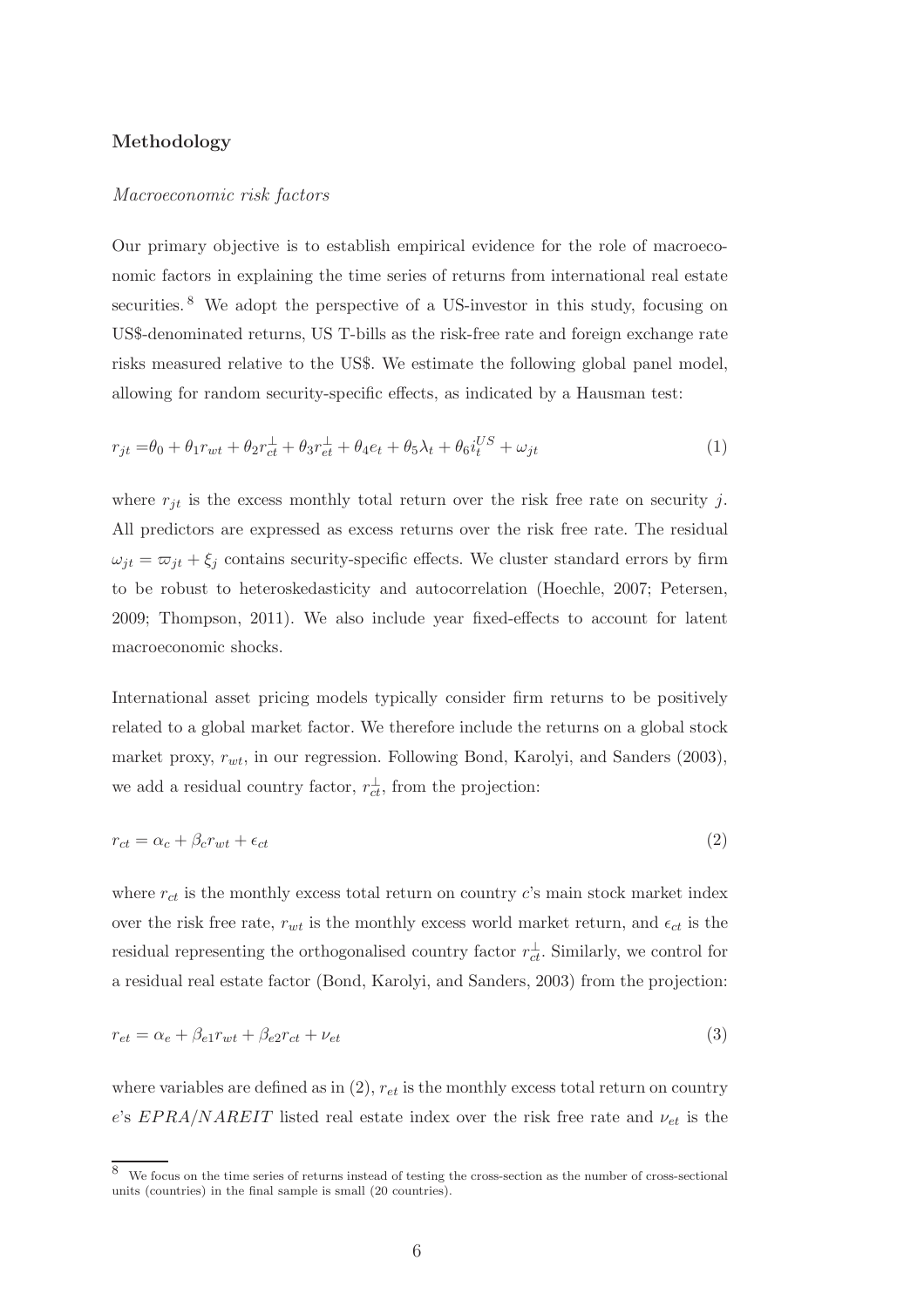## Methodology

### *Macroeconomic risk factors*

Our primary objective is to establish empirical evidence for the role of macroeconomic factors in explaining the time series of returns from international real estate securities.[8] We adopt the perspective of a US-investor in this study, focusing on US$-denominated returns, US T-bills as the risk-free rate and foreign exchange rate risks measured relative to the US$. We estimate the following global panel model, allowing for random security-specific effects, as indicated by a Hausman test:

$$r_{jt} = \theta_0 + \theta_1 r_{wt} + \theta_2 r_{ct}^{\perp} + \theta_3 r_{et}^{\perp} + \theta_4 e_t + \theta_5 \lambda_t + \theta_6 i_t^{US} + \omega_{jt} \tag{1}$$

where $r_{jt}$ is the excess monthly total return over the risk free rate on security $j$. All predictors are expressed as excess returns over the risk free rate. The residual $\omega_{jt} = \varpi_{jt} + \xi_j$ contains security-specific effects. We cluster standard errors by firm to be robust to heteroskedasticity and autocorrelation (Hoechle, 2007; Petersen, 2009; Thompson, 2011). We also include year fixed-effects to account for latent macroeconomic shocks.

International asset pricing models typically consider firm returns to be positively related to a global market factor. We therefore include the returns on a global stock market proxy, $r_{wt}$, in our regression. Following Bond, Karolyi, and Sanders (2003), we add a residual country factor, $r_{ct}^{\perp}$, from the projection:

$$r_{ct} = \alpha_c + \beta_c r_{wt} + \epsilon_{ct} \tag{2}$$

where $r_{ct}$ is the monthly excess total return on country $c$'s main stock market index over the risk free rate, $r_{wt}$ is the monthly excess world market return, and $\epsilon_{ct}$ is the residual representing the orthogonalised country factor $r_{ct}^{\perp}$. Similarly, we control for a residual real estate factor (Bond, Karolyi, and Sanders, 2003) from the projection:

$$r_{et} = \alpha_e + \beta_{e1} r_{wt} + \beta_{e2} r_{ct} + \nu_{et} \tag{3}$$

where variables are defined as in (2), $r_{et}$ is the monthly excess total return on country $e$'s $EPRA/NAREIT$ listed real estate index over the risk free rate and $\nu_{et}$ is the

[8] We focus on the time series of returns instead of testing the cross-section as the number of cross-sectional units (countries) in the final sample is small (20 countries).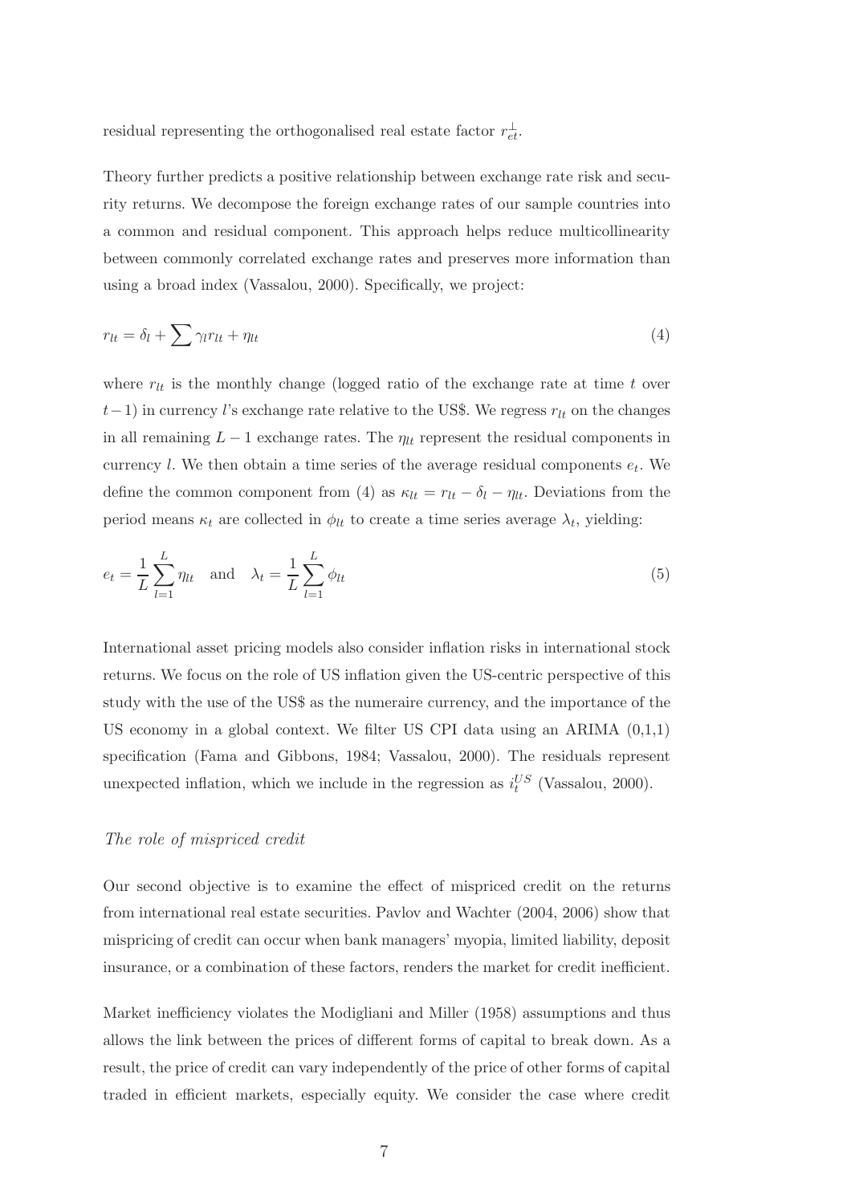residual representing the orthogonalised real estate factor $r_{et}^{\perp}$.

Theory further predicts a positive relationship between exchange rate risk and security returns. We decompose the foreign exchange rates of our sample countries into a common and residual component. This approach helps reduce multicollinearity between commonly correlated exchange rates and preserves more information than using a broad index (Vassalou, 2000). Specifically, we project:

$$r_{lt} = \delta_l + \sum \gamma_l r_{lt} + \eta_{lt} \tag{4}$$

where $r_{lt}$ is the monthly change (logged ratio of the exchange rate at time $t$ over $t-1$) in currency $l$'s exchange rate relative to the US\$. We regress $r_{lt}$ on the changes in all remaining $L-1$ exchange rates. The $\eta_{lt}$ represent the residual components in currency $l$. We then obtain a time series of the average residual components $e_t$. We define the common component from (4) as $\kappa_{lt} = r_{lt} - \delta_l - \eta_{lt}$. Deviations from the period means $\kappa_t$ are collected in $\phi_{lt}$ to create a time series average $\lambda_t$, yielding:

$$e_t = \frac{1}{L}\sum_{l=1}^{L} \eta_{lt} \quad \text{and} \quad \lambda_t = \frac{1}{L}\sum_{l=1}^{L} \phi_{lt} \tag{5}$$

International asset pricing models also consider inflation risks in international stock returns. We focus on the role of US inflation given the US-centric perspective of this study with the use of the US\$ as the numeraire currency, and the importance of the US economy in a global context. We filter US CPI data using an ARIMA (0,1,1) specification (Fama and Gibbons, 1984; Vassalou, 2000). The residuals represent unexpected inflation, which we include in the regression as $i_t^{US}$ (Vassalou, 2000).

*The role of mispriced credit*

Our second objective is to examine the effect of mispriced credit on the returns from international real estate securities. Pavlov and Wachter (2004, 2006) show that mispricing of credit can occur when bank managers' myopia, limited liability, deposit insurance, or a combination of these factors, renders the market for credit inefficient.

Market inefficiency violates the Modigliani and Miller (1958) assumptions and thus allows the link between the prices of different forms of capital to break down. As a result, the price of credit can vary independently of the price of other forms of capital traded in efficient markets, especially equity. We consider the case where credit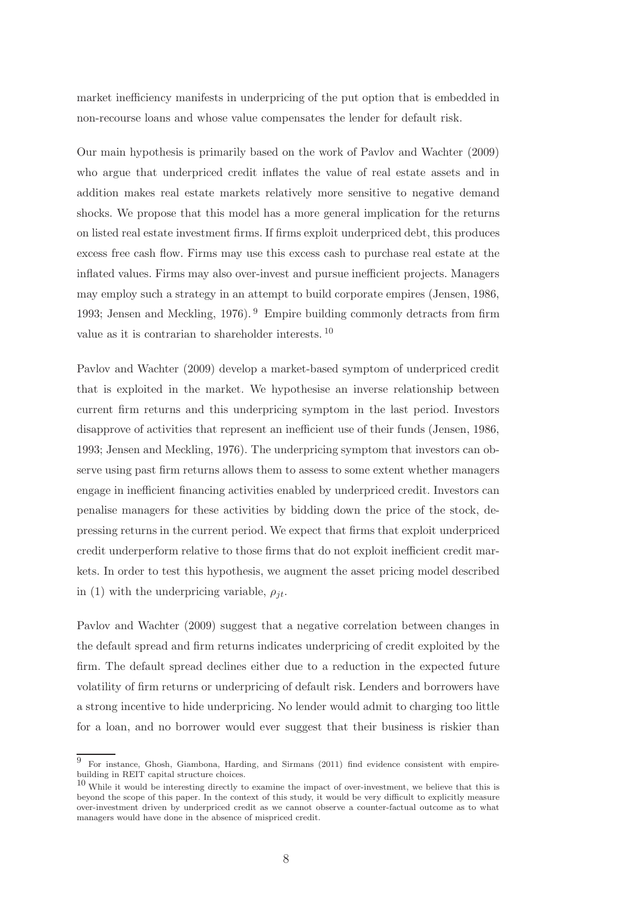market inefficiency manifests in underpricing of the put option that is embedded in non-recourse loans and whose value compensates the lender for default risk.

Our main hypothesis is primarily based on the work of Pavlov and Wachter (2009) who argue that underpriced credit inflates the value of real estate assets and in addition makes real estate markets relatively more sensitive to negative demand shocks. We propose that this model has a more general implication for the returns on listed real estate investment firms. If firms exploit underpriced debt, this produces excess free cash flow. Firms may use this excess cash to purchase real estate at the inflated values. Firms may also over-invest and pursue inefficient projects. Managers may employ such a strategy in an attempt to build corporate empires (Jensen, 1986, 1993; Jensen and Meckling, 1976). [9] Empire building commonly detracts from firm value as it is contrarian to shareholder interests. [10]

Pavlov and Wachter (2009) develop a market-based symptom of underpriced credit that is exploited in the market. We hypothesise an inverse relationship between current firm returns and this underpricing symptom in the last period. Investors disapprove of activities that represent an inefficient use of their funds (Jensen, 1986, 1993; Jensen and Meckling, 1976). The underpricing symptom that investors can observe using past firm returns allows them to assess to some extent whether managers engage in inefficient financing activities enabled by underpriced credit. Investors can penalise managers for these activities by bidding down the price of the stock, depressing returns in the current period. We expect that firms that exploit underpriced credit underperform relative to those firms that do not exploit inefficient credit markets. In order to test this hypothesis, we augment the asset pricing model described in (1) with the underpricing variable, $\rho_{jt}$.

Pavlov and Wachter (2009) suggest that a negative correlation between changes in the default spread and firm returns indicates underpricing of credit exploited by the firm. The default spread declines either due to a reduction in the expected future volatility of firm returns or underpricing of default risk. Lenders and borrowers have a strong incentive to hide underpricing. No lender would admit to charging too little for a loan, and no borrower would ever suggest that their business is riskier than

[9] For instance, Ghosh, Giambona, Harding, and Sirmans (2011) find evidence consistent with empire-building in REIT capital structure choices.

[10] While it would be interesting directly to examine the impact of over-investment, we believe that this is beyond the scope of this paper. In the context of this study, it would be very difficult to explicitly measure over-investment driven by underpriced credit as we cannot observe a counter-factual outcome as to what managers would have done in the absence of mispriced credit.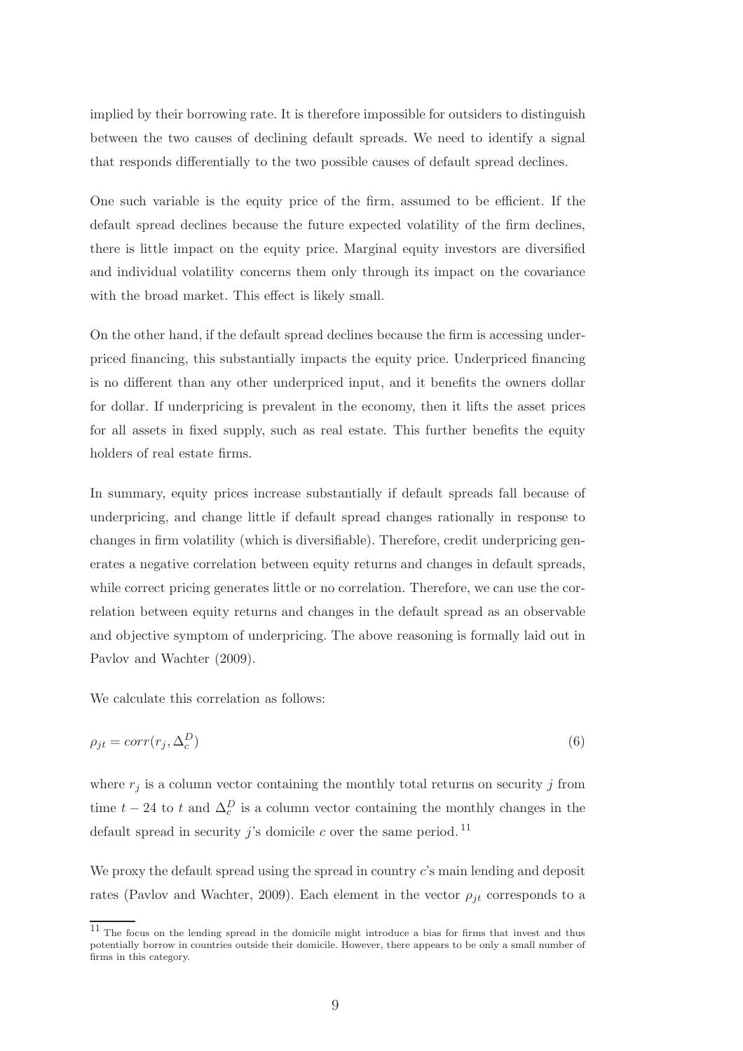implied by their borrowing rate. It is therefore impossible for outsiders to distinguish between the two causes of declining default spreads. We need to identify a signal that responds differentially to the two possible causes of default spread declines.

One such variable is the equity price of the firm, assumed to be efficient. If the default spread declines because the future expected volatility of the firm declines, there is little impact on the equity price. Marginal equity investors are diversified and individual volatility concerns them only through its impact on the covariance with the broad market. This effect is likely small.

On the other hand, if the default spread declines because the firm is accessing underpriced financing, this substantially impacts the equity price. Underpriced financing is no different than any other underpriced input, and it benefits the owners dollar for dollar. If underpricing is prevalent in the economy, then it lifts the asset prices for all assets in fixed supply, such as real estate. This further benefits the equity holders of real estate firms.

In summary, equity prices increase substantially if default spreads fall because of underpricing, and change little if default spread changes rationally in response to changes in firm volatility (which is diversifiable). Therefore, credit underpricing generates a negative correlation between equity returns and changes in default spreads, while correct pricing generates little or no correlation. Therefore, we can use the correlation between equity returns and changes in the default spread as an observable and objective symptom of underpricing. The above reasoning is formally laid out in Pavlov and Wachter (2009).

We calculate this correlation as follows:

$$\rho_{jt} = corr(r_j, \Delta_c^D) \tag{6}$$

where $r_j$ is a column vector containing the monthly total returns on security $j$ from time $t-24$ to $t$ and $\Delta_c^D$ is a column vector containing the monthly changes in the default spread in security $j$'s domicile $c$ over the same period.[11]

We proxy the default spread using the spread in country $c$'s main lending and deposit rates (Pavlov and Wachter, 2009). Each element in the vector $\rho_{jt}$ corresponds to a

[11] The focus on the lending spread in the domicile might introduce a bias for firms that invest and thus potentially borrow in countries outside their domicile. However, there appears to be only a small number of firms in this category.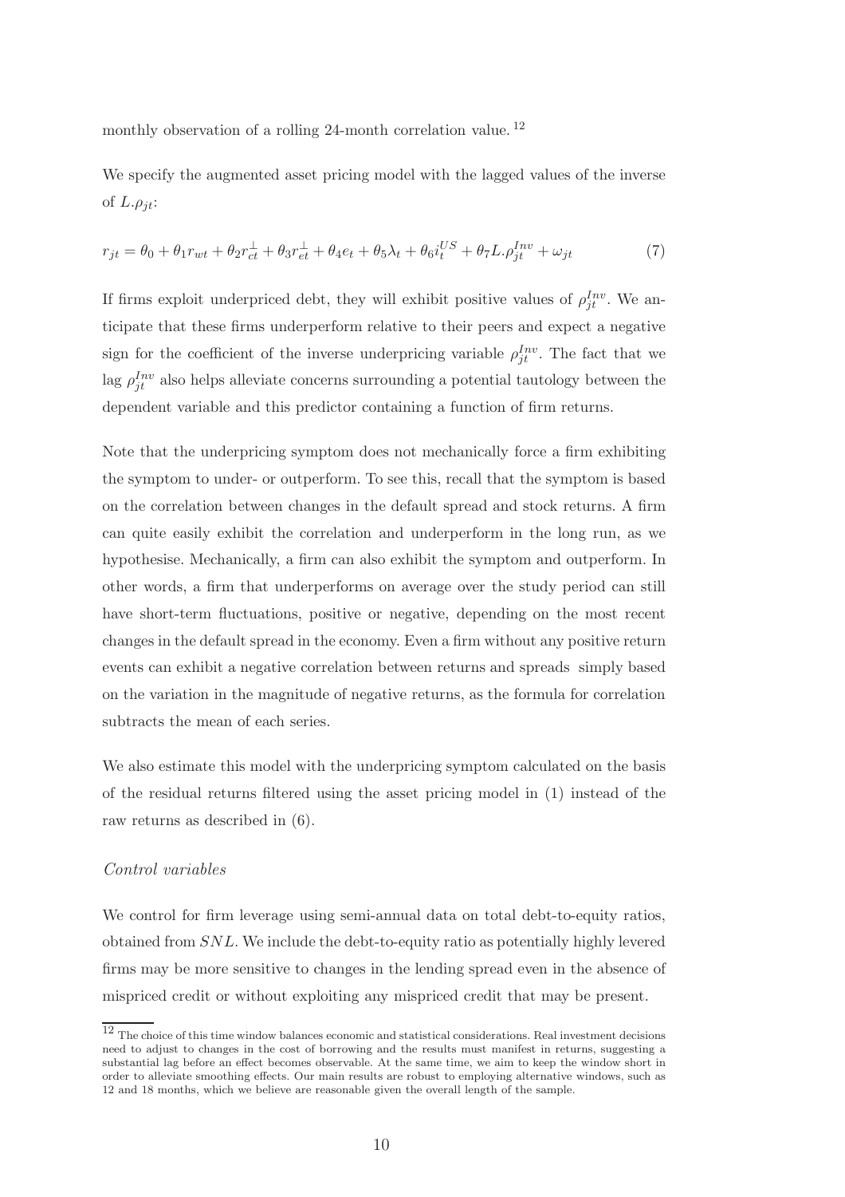monthly observation of a rolling 24-month correlation value.[12]

We specify the augmented asset pricing model with the lagged values of the inverse of $L.\rho_{jt}$:

$$r_{jt} = \theta_0 + \theta_1 r_{wt} + \theta_2 r_{ct}^{\perp} + \theta_3 r_{et}^{\perp} + \theta_4 e_t + \theta_5 \lambda_t + \theta_6 i_t^{US} + \theta_7 L.\rho_{jt}^{Inv} + \omega_{jt} \tag{7}$$

If firms exploit underpriced debt, they will exhibit positive values of $\rho_{jt}^{Inv}$. We anticipate that these firms underperform relative to their peers and expect a negative sign for the coefficient of the inverse underpricing variable $\rho_{jt}^{Inv}$. The fact that we lag $\rho_{jt}^{Inv}$ also helps alleviate concerns surrounding a potential tautology between the dependent variable and this predictor containing a function of firm returns.

Note that the underpricing symptom does not mechanically force a firm exhibiting the symptom to under- or outperform. To see this, recall that the symptom is based on the correlation between changes in the default spread and stock returns. A firm can quite easily exhibit the correlation and underperform in the long run, as we hypothesise. Mechanically, a firm can also exhibit the symptom and outperform. In other words, a firm that underperforms on average over the study period can still have short-term fluctuations, positive or negative, depending on the most recent changes in the default spread in the economy. Even a firm without any positive return events can exhibit a negative correlation between returns and spreads simply based on the variation in the magnitude of negative returns, as the formula for correlation subtracts the mean of each series.

We also estimate this model with the underpricing symptom calculated on the basis of the residual returns filtered using the asset pricing model in (1) instead of the raw returns as described in (6).

*Control variables*

We control for firm leverage using semi-annual data on total debt-to-equity ratios, obtained from *SNL*. We include the debt-to-equity ratio as potentially highly levered firms may be more sensitive to changes in the lending spread even in the absence of mispriced credit or without exploiting any mispriced credit that may be present.

[12] The choice of this time window balances economic and statistical considerations. Real investment decisions need to adjust to changes in the cost of borrowing and the results must manifest in returns, suggesting a substantial lag before an effect becomes observable. At the same time, we aim to keep the window short in order to alleviate smoothing effects. Our main results are robust to employing alternative windows, such as 12 and 18 months, which we believe are reasonable given the overall length of the sample.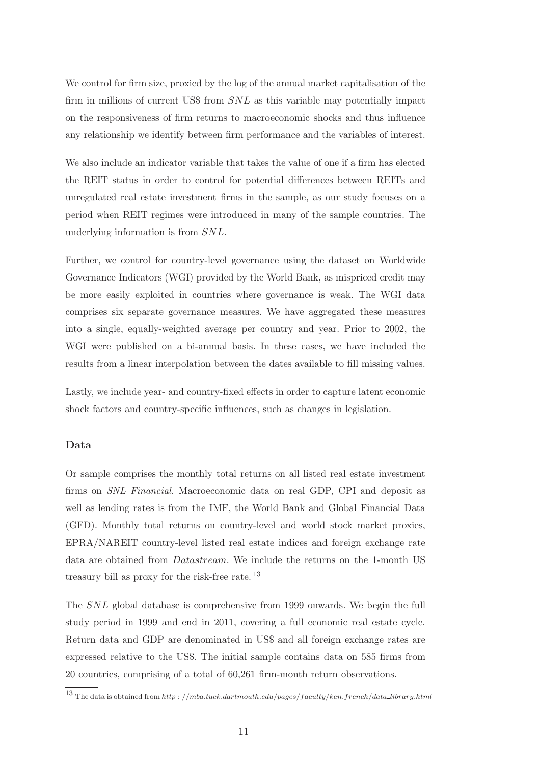We control for firm size, proxied by the log of the annual market capitalisation of the firm in millions of current US$ from *SNL* as this variable may potentially impact on the responsiveness of firm returns to macroeconomic shocks and thus influence any relationship we identify between firm performance and the variables of interest.

We also include an indicator variable that takes the value of one if a firm has elected the REIT status in order to control for potential differences between REITs and unregulated real estate investment firms in the sample, as our study focuses on a period when REIT regimes were introduced in many of the sample countries. The underlying information is from *SNL*.

Further, we control for country-level governance using the dataset on Worldwide Governance Indicators (WGI) provided by the World Bank, as mispriced credit may be more easily exploited in countries where governance is weak. The WGI data comprises six separate governance measures. We have aggregated these measures into a single, equally-weighted average per country and year. Prior to 2002, the WGI were published on a bi-annual basis. In these cases, we have included the results from a linear interpolation between the dates available to fill missing values.

Lastly, we include year- and country-fixed effects in order to capture latent economic shock factors and country-specific influences, such as changes in legislation.

**Data**

Or sample comprises the monthly total returns on all listed real estate investment firms on *SNL Financial*. Macroeconomic data on real GDP, CPI and deposit as well as lending rates is from the IMF, the World Bank and Global Financial Data (GFD). Monthly total returns on country-level and world stock market proxies, EPRA/NAREIT country-level listed real estate indices and foreign exchange rate data are obtained from *Datastream*. We include the returns on the 1-month US treasury bill as proxy for the risk-free rate.[13]

The *SNL* global database is comprehensive from 1999 onwards. We begin the full study period in 1999 and end in 2011, covering a full economic real estate cycle. Return data and GDP are denominated in US$ and all foreign exchange rates are expressed relative to the US$. The initial sample contains data on 585 firms from 20 countries, comprising of a total of 60,261 firm-month return observations.

[13] The data is obtained from *http://mba.tuck.dartmouth.edu/pages/faculty/ken.french/data_library.html*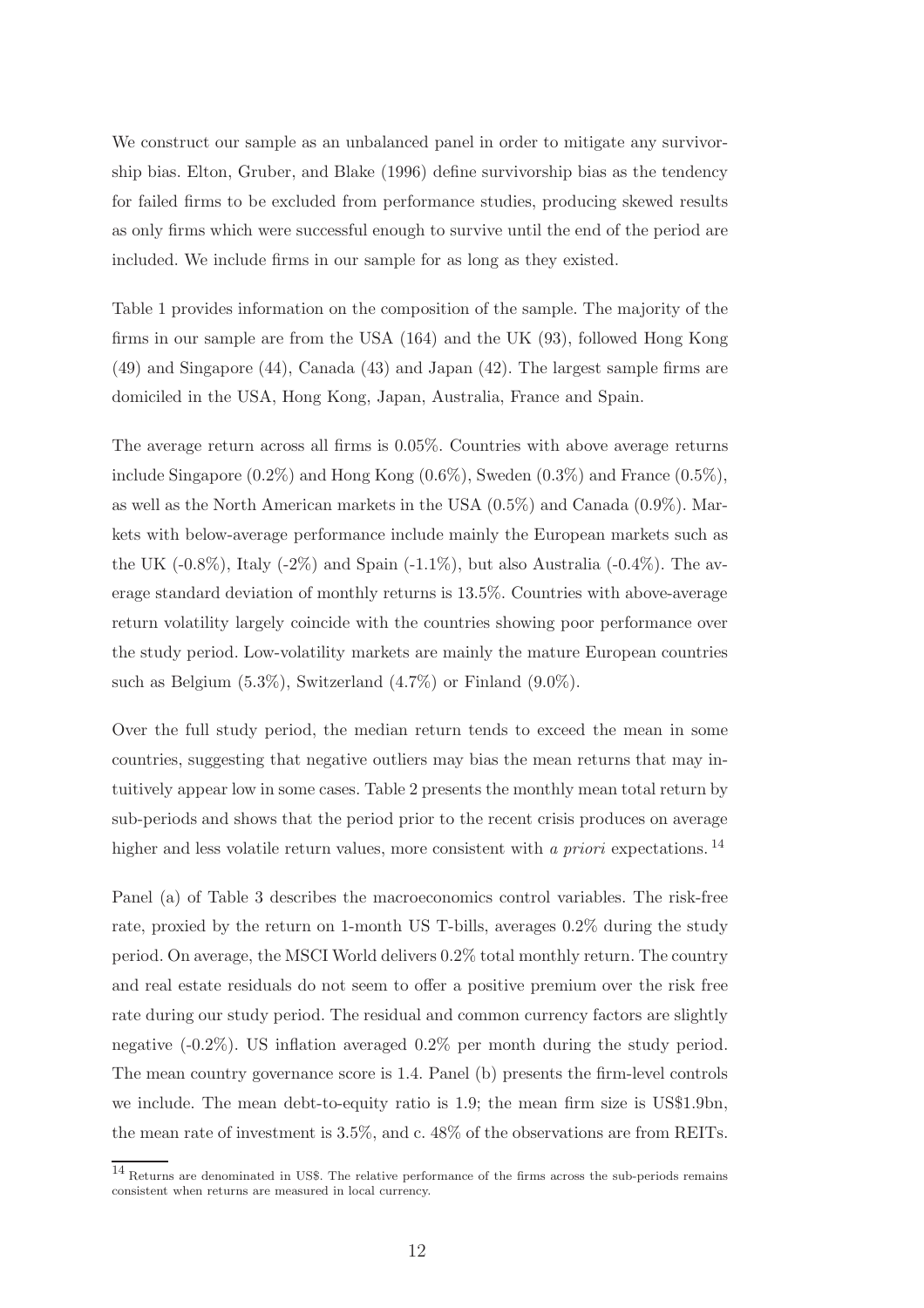We construct our sample as an unbalanced panel in order to mitigate any survivorship bias. Elton, Gruber, and Blake (1996) define survivorship bias as the tendency for failed firms to be excluded from performance studies, producing skewed results as only firms which were successful enough to survive until the end of the period are included. We include firms in our sample for as long as they existed.

Table 1 provides information on the composition of the sample. The majority of the firms in our sample are from the USA (164) and the UK (93), followed Hong Kong (49) and Singapore (44), Canada (43) and Japan (42). The largest sample firms are domiciled in the USA, Hong Kong, Japan, Australia, France and Spain.

The average return across all firms is 0.05%. Countries with above average returns include Singapore (0.2%) and Hong Kong (0.6%), Sweden (0.3%) and France (0.5%), as well as the North American markets in the USA (0.5%) and Canada (0.9%). Markets with below-average performance include mainly the European markets such as the UK (-0.8%), Italy (-2%) and Spain (-1.1%), but also Australia (-0.4%). The average standard deviation of monthly returns is 13.5%. Countries with above-average return volatility largely coincide with the countries showing poor performance over the study period. Low-volatility markets are mainly the mature European countries such as Belgium (5.3%), Switzerland (4.7%) or Finland (9.0%).

Over the full study period, the median return tends to exceed the mean in some countries, suggesting that negative outliers may bias the mean returns that may intuitively appear low in some cases. Table 2 presents the monthly mean total return by sub-periods and shows that the period prior to the recent crisis produces on average higher and less volatile return values, more consistent with *a priori* expectations. [14]

Panel (a) of Table 3 describes the macroeconomics control variables. The risk-free rate, proxied by the return on 1-month US T-bills, averages 0.2% during the study period. On average, the MSCI World delivers 0.2% total monthly return. The country and real estate residuals do not seem to offer a positive premium over the risk free rate during our study period. The residual and common currency factors are slightly negative (-0.2%). US inflation averaged 0.2% per month during the study period. The mean country governance score is 1.4. Panel (b) presents the firm-level controls we include. The mean debt-to-equity ratio is 1.9; the mean firm size is US$1.9bn, the mean rate of investment is 3.5%, and c. 48% of the observations are from REITs.

[14] Returns are denominated in US$. The relative performance of the firms across the sub-periods remains consistent when returns are measured in local currency.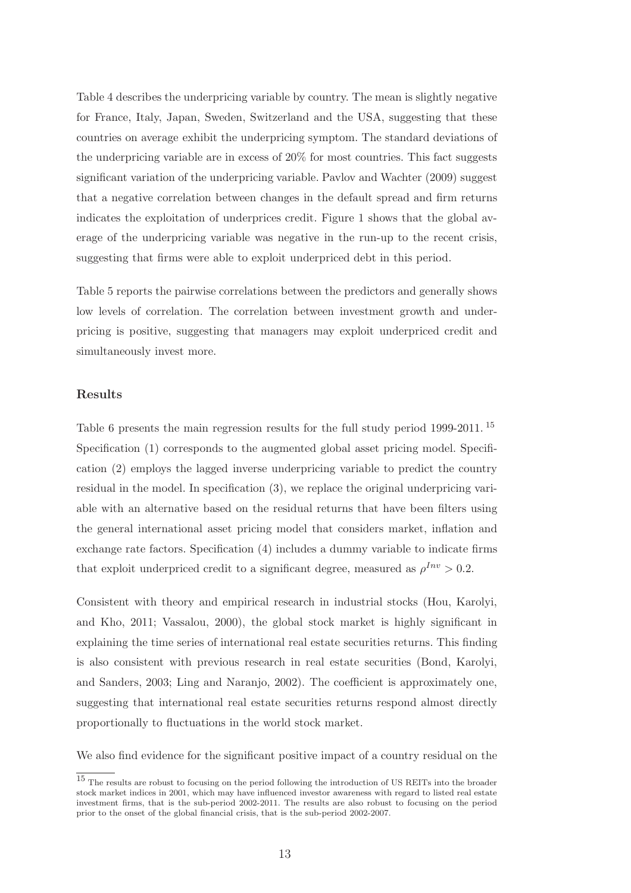Table 4 describes the underpricing variable by country. The mean is slightly negative for France, Italy, Japan, Sweden, Switzerland and the USA, suggesting that these countries on average exhibit the underpricing symptom. The standard deviations of the underpricing variable are in excess of 20% for most countries. This fact suggests significant variation of the underpricing variable. Pavlov and Wachter (2009) suggest that a negative correlation between changes in the default spread and firm returns indicates the exploitation of underprices credit. Figure 1 shows that the global average of the underpricing variable was negative in the run-up to the recent crisis, suggesting that firms were able to exploit underpriced debt in this period.

Table 5 reports the pairwise correlations between the predictors and generally shows low levels of correlation. The correlation between investment growth and underpricing is positive, suggesting that managers may exploit underpriced credit and simultaneously invest more.

## Results

Table 6 presents the main regression results for the full study period 1999-2011.[15] Specification (1) corresponds to the augmented global asset pricing model. Specification (2) employs the lagged inverse underpricing variable to predict the country residual in the model. In specification (3), we replace the original underpricing variable with an alternative based on the residual returns that have been filters using the general international asset pricing model that considers market, inflation and exchange rate factors. Specification (4) includes a dummy variable to indicate firms that exploit underpriced credit to a significant degree, measured as $\rho^{Inv} > 0.2$.

Consistent with theory and empirical research in industrial stocks (Hou, Karolyi, and Kho, 2011; Vassalou, 2000), the global stock market is highly significant in explaining the time series of international real estate securities returns. This finding is also consistent with previous research in real estate securities (Bond, Karolyi, and Sanders, 2003; Ling and Naranjo, 2002). The coefficient is approximately one, suggesting that international real estate securities returns respond almost directly proportionally to fluctuations in the world stock market.

We also find evidence for the significant positive impact of a country residual on the

[15] The results are robust to focusing on the period following the introduction of US REITs into the broader stock market indices in 2001, which may have influenced investor awareness with regard to listed real estate investment firms, that is the sub-period 2002-2011. The results are also robust to focusing on the period prior to the onset of the global financial crisis, that is the sub-period 2002-2007.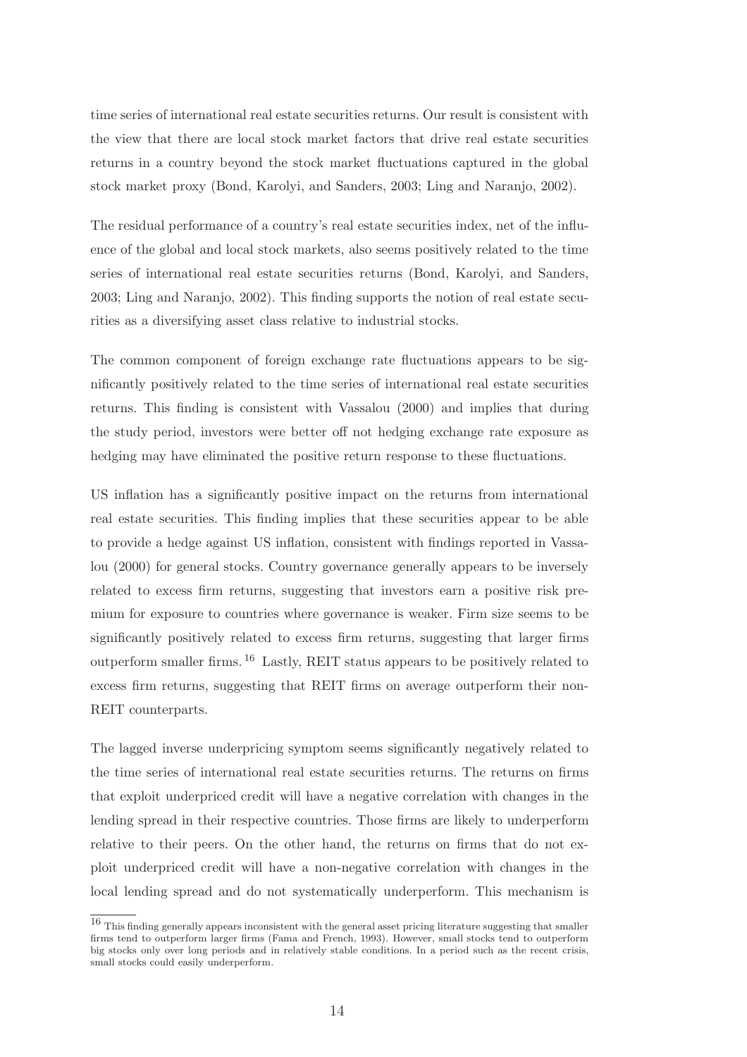time series of international real estate securities returns. Our result is consistent with the view that there are local stock market factors that drive real estate securities returns in a country beyond the stock market fluctuations captured in the global stock market proxy (Bond, Karolyi, and Sanders, 2003; Ling and Naranjo, 2002).

The residual performance of a country's real estate securities index, net of the influence of the global and local stock markets, also seems positively related to the time series of international real estate securities returns (Bond, Karolyi, and Sanders, 2003; Ling and Naranjo, 2002). This finding supports the notion of real estate securities as a diversifying asset class relative to industrial stocks.

The common component of foreign exchange rate fluctuations appears to be significantly positively related to the time series of international real estate securities returns. This finding is consistent with Vassalou (2000) and implies that during the study period, investors were better off not hedging exchange rate exposure as hedging may have eliminated the positive return response to these fluctuations.

US inflation has a significantly positive impact on the returns from international real estate securities. This finding implies that these securities appear to be able to provide a hedge against US inflation, consistent with findings reported in Vassalou (2000) for general stocks. Country governance generally appears to be inversely related to excess firm returns, suggesting that investors earn a positive risk premium for exposure to countries where governance is weaker. Firm size seems to be significantly positively related to excess firm returns, suggesting that larger firms outperform smaller firms.[16] Lastly, REIT status appears to be positively related to excess firm returns, suggesting that REIT firms on average outperform their non-REIT counterparts.

The lagged inverse underpricing symptom seems significantly negatively related to the time series of international real estate securities returns. The returns on firms that exploit underpriced credit will have a negative correlation with changes in the lending spread in their respective countries. Those firms are likely to underperform relative to their peers. On the other hand, the returns on firms that do not exploit underpriced credit will have a non-negative correlation with changes in the local lending spread and do not systematically underperform. This mechanism is

[16] This finding generally appears inconsistent with the general asset pricing literature suggesting that smaller firms tend to outperform larger firms (Fama and French, 1993). However, small stocks tend to outperform big stocks only over long periods and in relatively stable conditions. In a period such as the recent crisis, small stocks could easily underperform.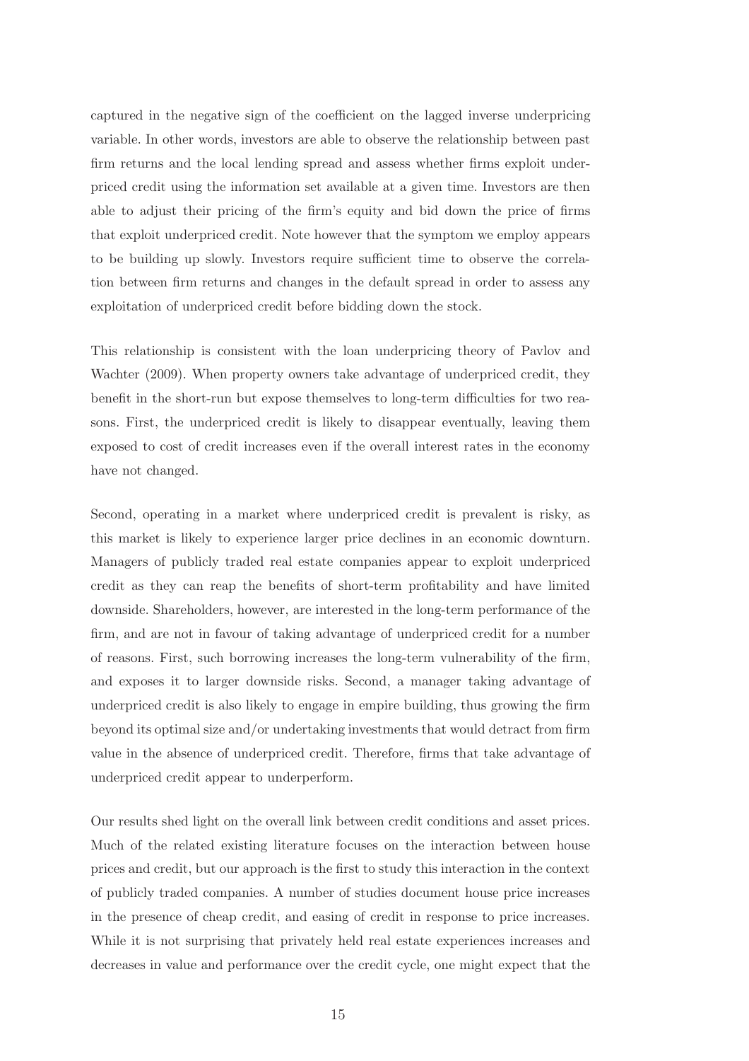captured in the negative sign of the coefficient on the lagged inverse underpricing variable. In other words, investors are able to observe the relationship between past firm returns and the local lending spread and assess whether firms exploit underpriced credit using the information set available at a given time. Investors are then able to adjust their pricing of the firm's equity and bid down the price of firms that exploit underpriced credit. Note however that the symptom we employ appears to be building up slowly. Investors require sufficient time to observe the correlation between firm returns and changes in the default spread in order to assess any exploitation of underpriced credit before bidding down the stock.

This relationship is consistent with the loan underpricing theory of Pavlov and Wachter (2009). When property owners take advantage of underpriced credit, they benefit in the short-run but expose themselves to long-term difficulties for two reasons. First, the underpriced credit is likely to disappear eventually, leaving them exposed to cost of credit increases even if the overall interest rates in the economy have not changed.

Second, operating in a market where underpriced credit is prevalent is risky, as this market is likely to experience larger price declines in an economic downturn. Managers of publicly traded real estate companies appear to exploit underpriced credit as they can reap the benefits of short-term profitability and have limited downside. Shareholders, however, are interested in the long-term performance of the firm, and are not in favour of taking advantage of underpriced credit for a number of reasons. First, such borrowing increases the long-term vulnerability of the firm, and exposes it to larger downside risks. Second, a manager taking advantage of underpriced credit is also likely to engage in empire building, thus growing the firm beyond its optimal size and/or undertaking investments that would detract from firm value in the absence of underpriced credit. Therefore, firms that take advantage of underpriced credit appear to underperform.

Our results shed light on the overall link between credit conditions and asset prices. Much of the related existing literature focuses on the interaction between house prices and credit, but our approach is the first to study this interaction in the context of publicly traded companies. A number of studies document house price increases in the presence of cheap credit, and easing of credit in response to price increases. While it is not surprising that privately held real estate experiences increases and decreases in value and performance over the credit cycle, one might expect that the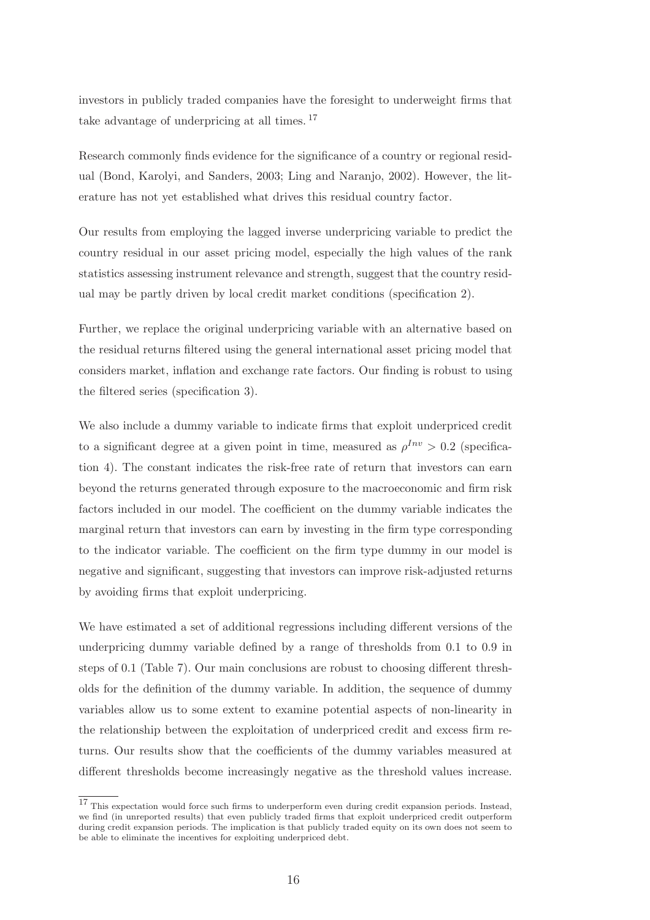investors in publicly traded companies have the foresight to underweight firms that take advantage of underpricing at all times. [17]

Research commonly finds evidence for the significance of a country or regional residual (Bond, Karolyi, and Sanders, 2003; Ling and Naranjo, 2002). However, the literature has not yet established what drives this residual country factor.

Our results from employing the lagged inverse underpricing variable to predict the country residual in our asset pricing model, especially the high values of the rank statistics assessing instrument relevance and strength, suggest that the country residual may be partly driven by local credit market conditions (specification 2).

Further, we replace the original underpricing variable with an alternative based on the residual returns filtered using the general international asset pricing model that considers market, inflation and exchange rate factors. Our finding is robust to using the filtered series (specification 3).

We also include a dummy variable to indicate firms that exploit underpriced credit to a significant degree at a given point in time, measured as $\rho^{Inv} > 0.2$ (specification 4). The constant indicates the risk-free rate of return that investors can earn beyond the returns generated through exposure to the macroeconomic and firm risk factors included in our model. The coefficient on the dummy variable indicates the marginal return that investors can earn by investing in the firm type corresponding to the indicator variable. The coefficient on the firm type dummy in our model is negative and significant, suggesting that investors can improve risk-adjusted returns by avoiding firms that exploit underpricing.

We have estimated a set of additional regressions including different versions of the underpricing dummy variable defined by a range of thresholds from 0.1 to 0.9 in steps of 0.1 (Table 7). Our main conclusions are robust to choosing different thresholds for the definition of the dummy variable. In addition, the sequence of dummy variables allow us to some extent to examine potential aspects of non-linearity in the relationship between the exploitation of underpriced credit and excess firm returns. Our results show that the coefficients of the dummy variables measured at different thresholds become increasingly negative as the threshold values increase.

[17] This expectation would force such firms to underperform even during credit expansion periods. Instead, we find (in unreported results) that even publicly traded firms that exploit underpriced credit outperform during credit expansion periods. The implication is that publicly traded equity on its own does not seem to be able to eliminate the incentives for exploiting underpriced debt.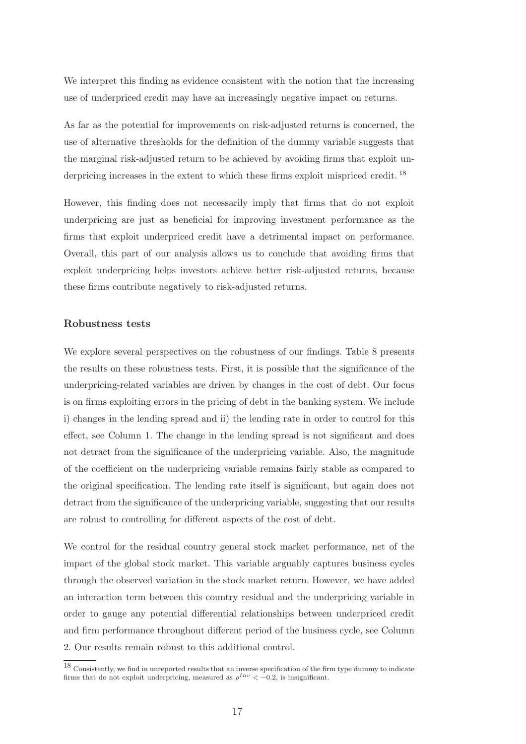We interpret this finding as evidence consistent with the notion that the increasing use of underpriced credit may have an increasingly negative impact on returns.

As far as the potential for improvements on risk-adjusted returns is concerned, the use of alternative thresholds for the definition of the dummy variable suggests that the marginal risk-adjusted return to be achieved by avoiding firms that exploit underpricing increases in the extent to which these firms exploit mispriced credit.[18]

However, this finding does not necessarily imply that firms that do not exploit underpricing are just as beneficial for improving investment performance as the firms that exploit underpriced credit have a detrimental impact on performance. Overall, this part of our analysis allows us to conclude that avoiding firms that exploit underpricing helps investors achieve better risk-adjusted returns, because these firms contribute negatively to risk-adjusted returns.

**Robustness tests**

We explore several perspectives on the robustness of our findings. Table 8 presents the results on these robustness tests. First, it is possible that the significance of the underpricing-related variables are driven by changes in the cost of debt. Our focus is on firms exploiting errors in the pricing of debt in the banking system. We include i) changes in the lending spread and ii) the lending rate in order to control for this effect, see Column 1. The change in the lending spread is not significant and does not detract from the significance of the underpricing variable. Also, the magnitude of the coefficient on the underpricing variable remains fairly stable as compared to the original specification. The lending rate itself is significant, but again does not detract from the significance of the underpricing variable, suggesting that our results are robust to controlling for different aspects of the cost of debt.

We control for the residual country general stock market performance, net of the impact of the global stock market. This variable arguably captures business cycles through the observed variation in the stock market return. However, we have added an interaction term between this country residual and the underpricing variable in order to gauge any potential differential relationships between underpriced credit and firm performance throughout different period of the business cycle, see Column 2. Our results remain robust to this additional control.

[18] Consistently, we find in unreported results that an inverse specification of the firm type dummy to indicate firms that do not exploit underpricing, measured as $\rho^{Inv} < -0.2$, is insignificant.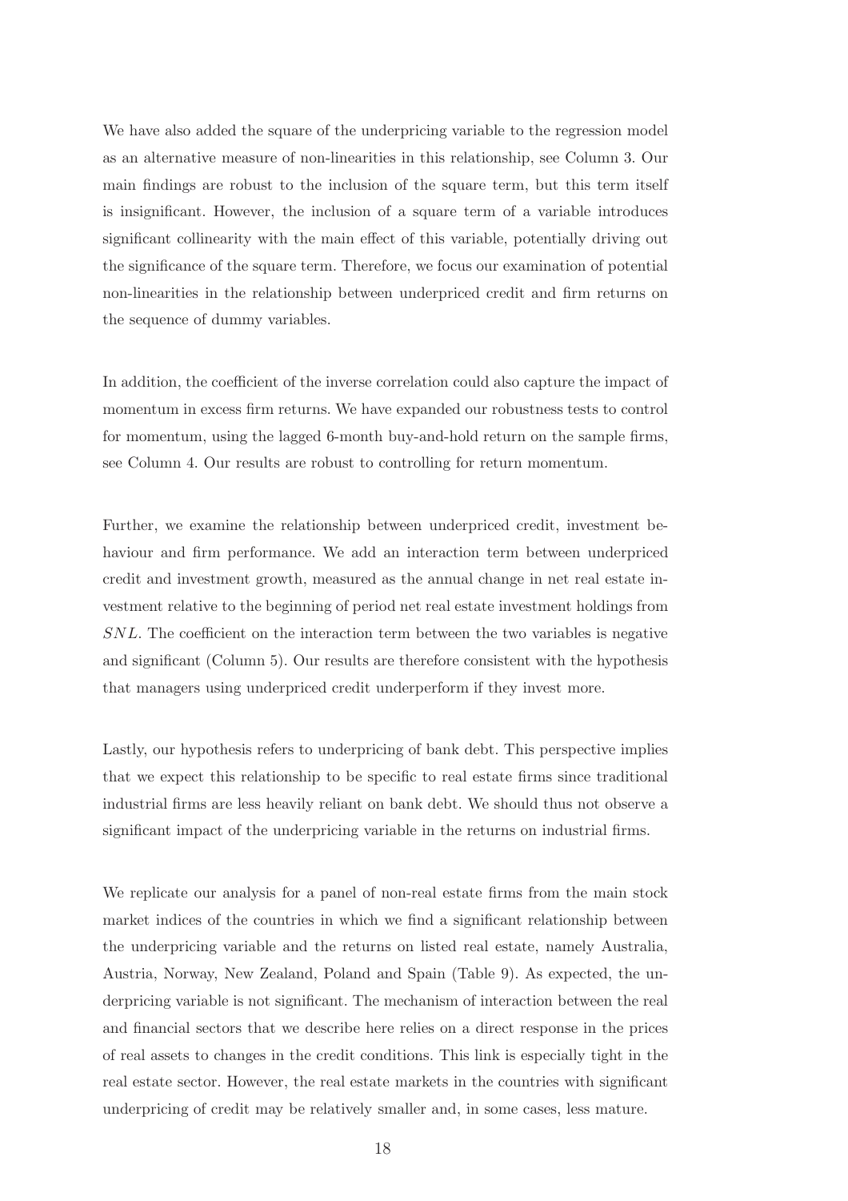We have also added the square of the underpricing variable to the regression model as an alternative measure of non-linearities in this relationship, see Column 3. Our main findings are robust to the inclusion of the square term, but this term itself is insignificant. However, the inclusion of a square term of a variable introduces significant collinearity with the main effect of this variable, potentially driving out the significance of the square term. Therefore, we focus our examination of potential non-linearities in the relationship between underpriced credit and firm returns on the sequence of dummy variables.

In addition, the coefficient of the inverse correlation could also capture the impact of momentum in excess firm returns. We have expanded our robustness tests to control for momentum, using the lagged 6-month buy-and-hold return on the sample firms, see Column 4. Our results are robust to controlling for return momentum.

Further, we examine the relationship between underpriced credit, investment behaviour and firm performance. We add an interaction term between underpriced credit and investment growth, measured as the annual change in net real estate investment relative to the beginning of period net real estate investment holdings from *SNL*. The coefficient on the interaction term between the two variables is negative and significant (Column 5). Our results are therefore consistent with the hypothesis that managers using underpriced credit underperform if they invest more.

Lastly, our hypothesis refers to underpricing of bank debt. This perspective implies that we expect this relationship to be specific to real estate firms since traditional industrial firms are less heavily reliant on bank debt. We should thus not observe a significant impact of the underpricing variable in the returns on industrial firms.

We replicate our analysis for a panel of non-real estate firms from the main stock market indices of the countries in which we find a significant relationship between the underpricing variable and the returns on listed real estate, namely Australia, Austria, Norway, New Zealand, Poland and Spain (Table 9). As expected, the underpricing variable is not significant. The mechanism of interaction between the real and financial sectors that we describe here relies on a direct response in the prices of real assets to changes in the credit conditions. This link is especially tight in the real estate sector. However, the real estate markets in the countries with significant underpricing of credit may be relatively smaller and, in some cases, less mature.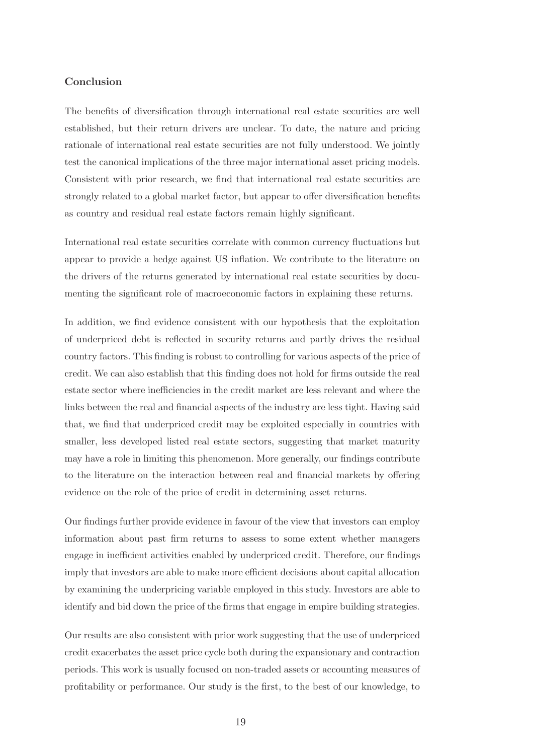## Conclusion

The benefits of diversification through international real estate securities are well established, but their return drivers are unclear. To date, the nature and pricing rationale of international real estate securities are not fully understood. We jointly test the canonical implications of the three major international asset pricing models. Consistent with prior research, we find that international real estate securities are strongly related to a global market factor, but appear to offer diversification benefits as country and residual real estate factors remain highly significant.

International real estate securities correlate with common currency fluctuations but appear to provide a hedge against US inflation. We contribute to the literature on the drivers of the returns generated by international real estate securities by documenting the significant role of macroeconomic factors in explaining these returns.

In addition, we find evidence consistent with our hypothesis that the exploitation of underpriced debt is reflected in security returns and partly drives the residual country factors. This finding is robust to controlling for various aspects of the price of credit. We can also establish that this finding does not hold for firms outside the real estate sector where inefficiencies in the credit market are less relevant and where the links between the real and financial aspects of the industry are less tight. Having said that, we find that underpriced credit may be exploited especially in countries with smaller, less developed listed real estate sectors, suggesting that market maturity may have a role in limiting this phenomenon. More generally, our findings contribute to the literature on the interaction between real and financial markets by offering evidence on the role of the price of credit in determining asset returns.

Our findings further provide evidence in favour of the view that investors can employ information about past firm returns to assess to some extent whether managers engage in inefficient activities enabled by underpriced credit. Therefore, our findings imply that investors are able to make more efficient decisions about capital allocation by examining the underpricing variable employed in this study. Investors are able to identify and bid down the price of the firms that engage in empire building strategies.

Our results are also consistent with prior work suggesting that the use of underpriced credit exacerbates the asset price cycle both during the expansionary and contraction periods. This work is usually focused on non-traded assets or accounting measures of profitability or performance. Our study is the first, to the best of our knowledge, to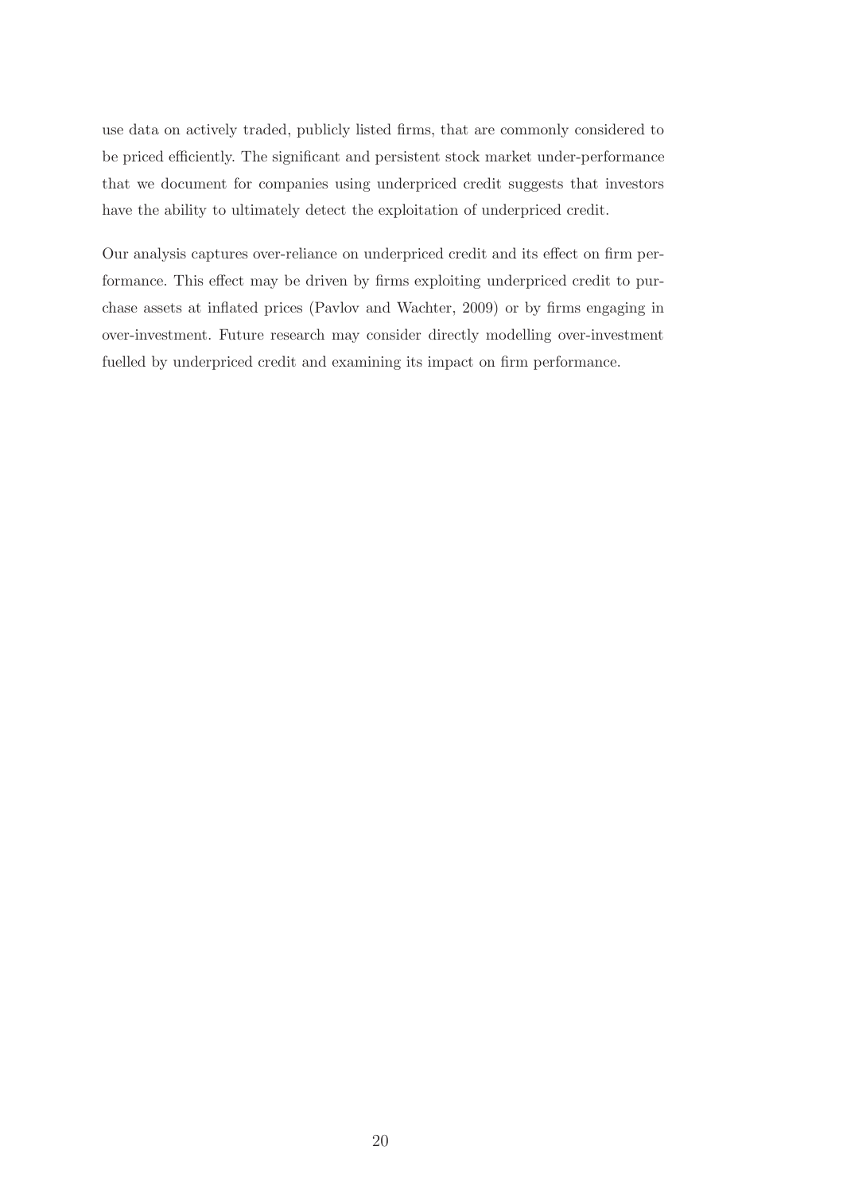use data on actively traded, publicly listed firms, that are commonly considered to be priced efficiently. The significant and persistent stock market under-performance that we document for companies using underpriced credit suggests that investors have the ability to ultimately detect the exploitation of underpriced credit.

Our analysis captures over-reliance on underpriced credit and its effect on firm performance. This effect may be driven by firms exploiting underpriced credit to purchase assets at inflated prices (Pavlov and Wachter, 2009) or by firms engaging in over-investment. Future research may consider directly modelling over-investment fuelled by underpriced credit and examining its impact on firm performance.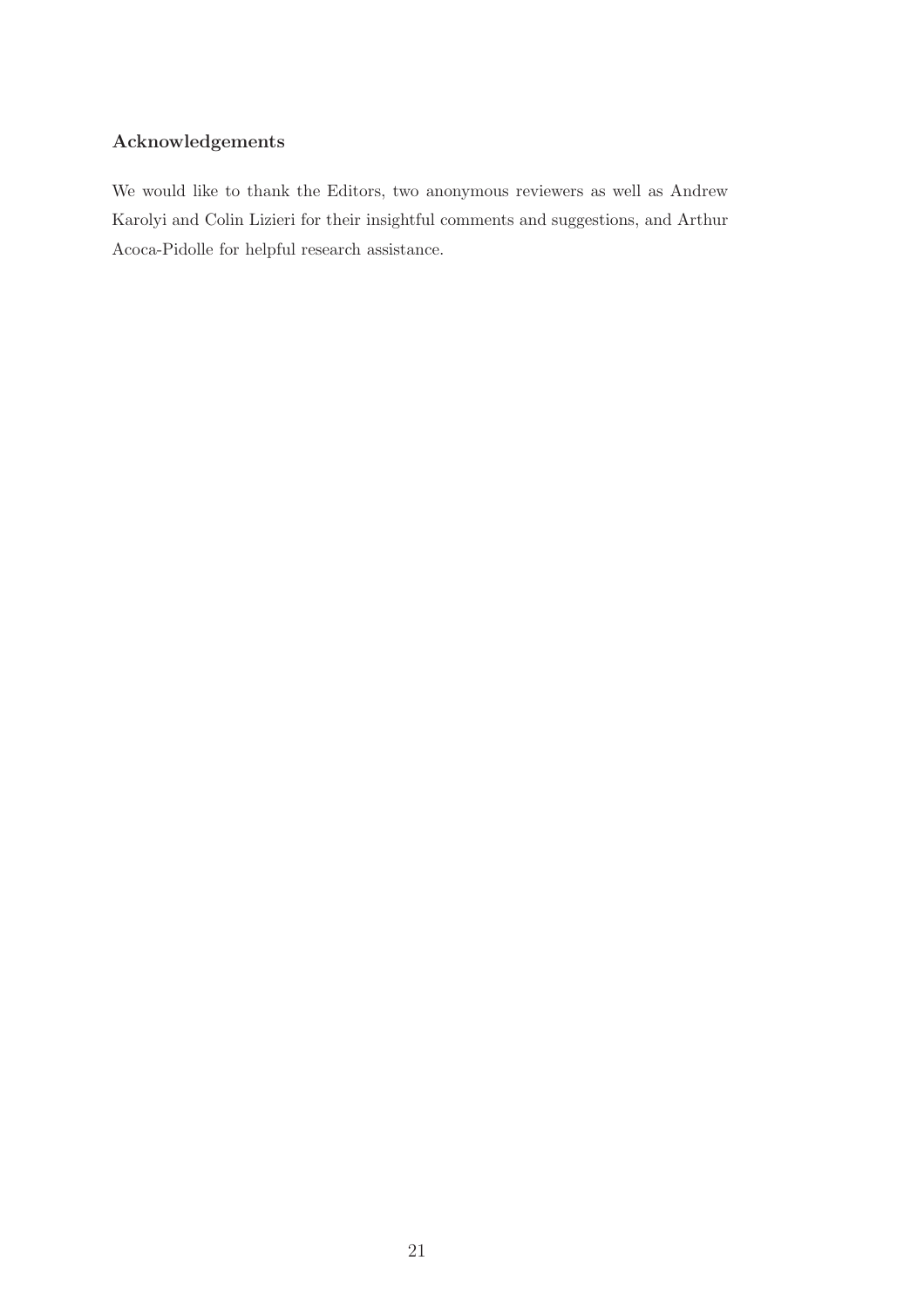### Acknowledgements

We would like to thank the Editors, two anonymous reviewers as well as Andrew Karolyi and Colin Lizieri for their insightful comments and suggestions, and Arthur Acoca-Pidolle for helpful research assistance.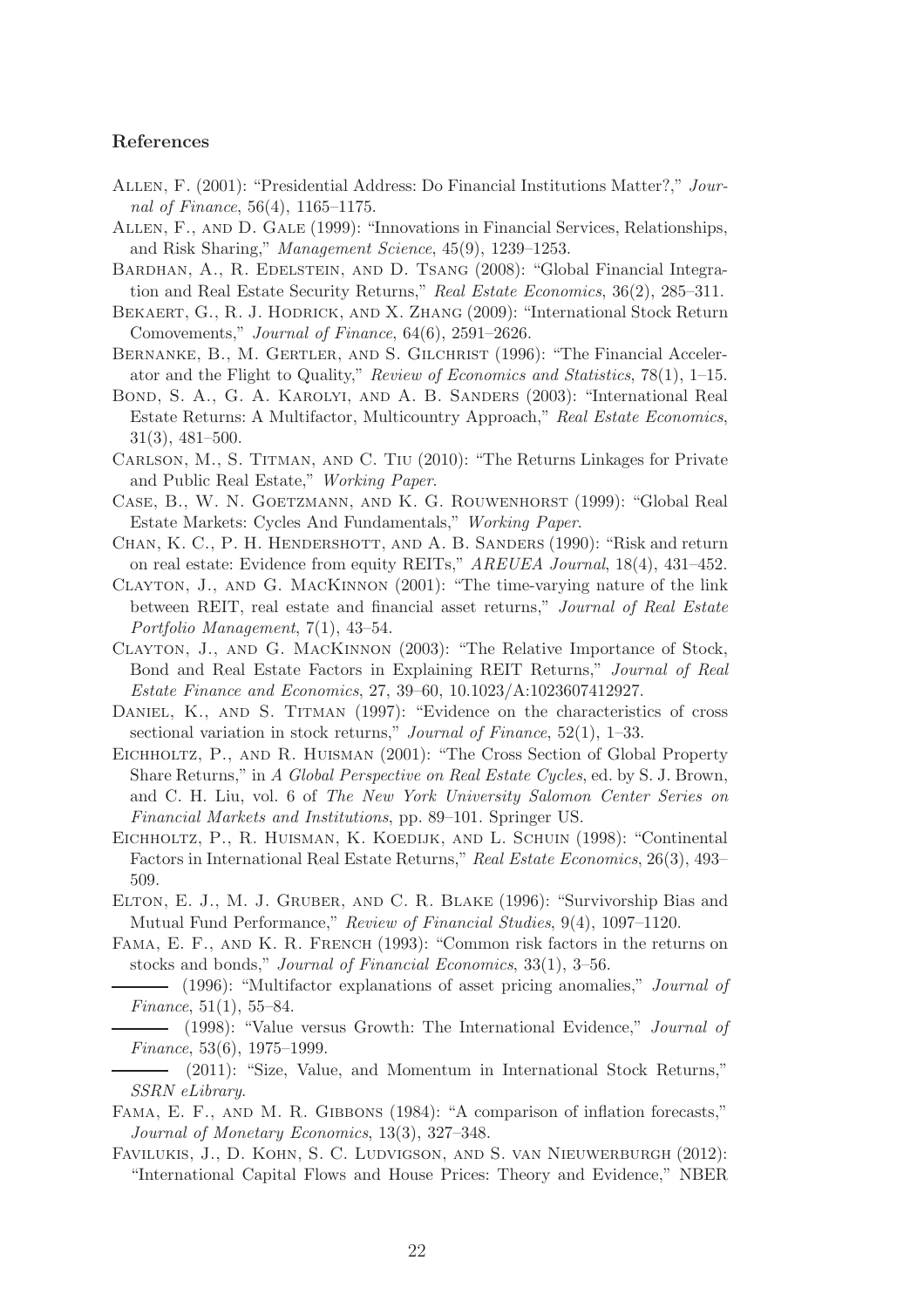### References

Allen, F. (2001): "Presidential Address: Do Financial Institutions Matter?," *Journal of Finance*, 56(4), 1165–1175.

Allen, F., and D. Gale (1999): "Innovations in Financial Services, Relationships, and Risk Sharing," *Management Science*, 45(9), 1239–1253.

Bardhan, A., R. Edelstein, and D. Tsang (2008): "Global Financial Integration and Real Estate Security Returns," *Real Estate Economics*, 36(2), 285–311.

Bekaert, G., R. J. Hodrick, and X. Zhang (2009): "International Stock Return Comovements," *Journal of Finance*, 64(6), 2591–2626.

Bernanke, B., M. Gertler, and S. Gilchrist (1996): "The Financial Accelerator and the Flight to Quality," *Review of Economics and Statistics*, 78(1), 1–15.

Bond, S. A., G. A. Karolyi, and A. B. Sanders (2003): "International Real Estate Returns: A Multifactor, Multicountry Approach," *Real Estate Economics*, 31(3), 481–500.

Carlson, M., S. Titman, and C. Tiu (2010): "The Returns Linkages for Private and Public Real Estate," *Working Paper*.

Case, B., W. N. Goetzmann, and K. G. Rouwenhorst (1999): "Global Real Estate Markets: Cycles And Fundamentals," *Working Paper*.

Chan, K. C., P. H. Hendershott, and A. B. Sanders (1990): "Risk and return on real estate: Evidence from equity REITs," *AREUEA Journal*, 18(4), 431–452.

Clayton, J., and G. MacKinnon (2001): "The time-varying nature of the link between REIT, real estate and financial asset returns," *Journal of Real Estate Portfolio Management*, 7(1), 43–54.

Clayton, J., and G. MacKinnon (2003): "The Relative Importance of Stock, Bond and Real Estate Factors in Explaining REIT Returns," *Journal of Real Estate Finance and Economics*, 27, 39–60, 10.1023/A:1023607412927.

Daniel, K., and S. Titman (1997): "Evidence on the characteristics of cross sectional variation in stock returns," *Journal of Finance*, 52(1), 1–33.

Eichholtz, P., and R. Huisman (2001): "The Cross Section of Global Property Share Returns," in *A Global Perspective on Real Estate Cycles*, ed. by S. J. Brown, and C. H. Liu, vol. 6 of *The New York University Salomon Center Series on Financial Markets and Institutions*, pp. 89–101. Springer US.

Eichholtz, P., R. Huisman, K. Koedijk, and L. Schuin (1998): "Continental Factors in International Real Estate Returns," *Real Estate Economics*, 26(3), 493–509.

Elton, E. J., M. J. Gruber, and C. R. Blake (1996): "Survivorship Bias and Mutual Fund Performance," *Review of Financial Studies*, 9(4), 1097–1120.

Fama, E. F., and K. R. French (1993): "Common risk factors in the returns on stocks and bonds," *Journal of Financial Economics*, 33(1), 3–56.

——— (1996): "Multifactor explanations of asset pricing anomalies," *Journal of Finance*, 51(1), 55–84.

——— (1998): "Value versus Growth: The International Evidence," *Journal of Finance*, 53(6), 1975–1999.

——— (2011): "Size, Value, and Momentum in International Stock Returns," *SSRN eLibrary*.

Fama, E. F., and M. R. Gibbons (1984): "A comparison of inflation forecasts," *Journal of Monetary Economics*, 13(3), 327–348.

Favilukis, J., D. Kohn, S. C. Ludvigson, and S. van Nieuwerburgh (2012): "International Capital Flows and House Prices: Theory and Evidence," NBER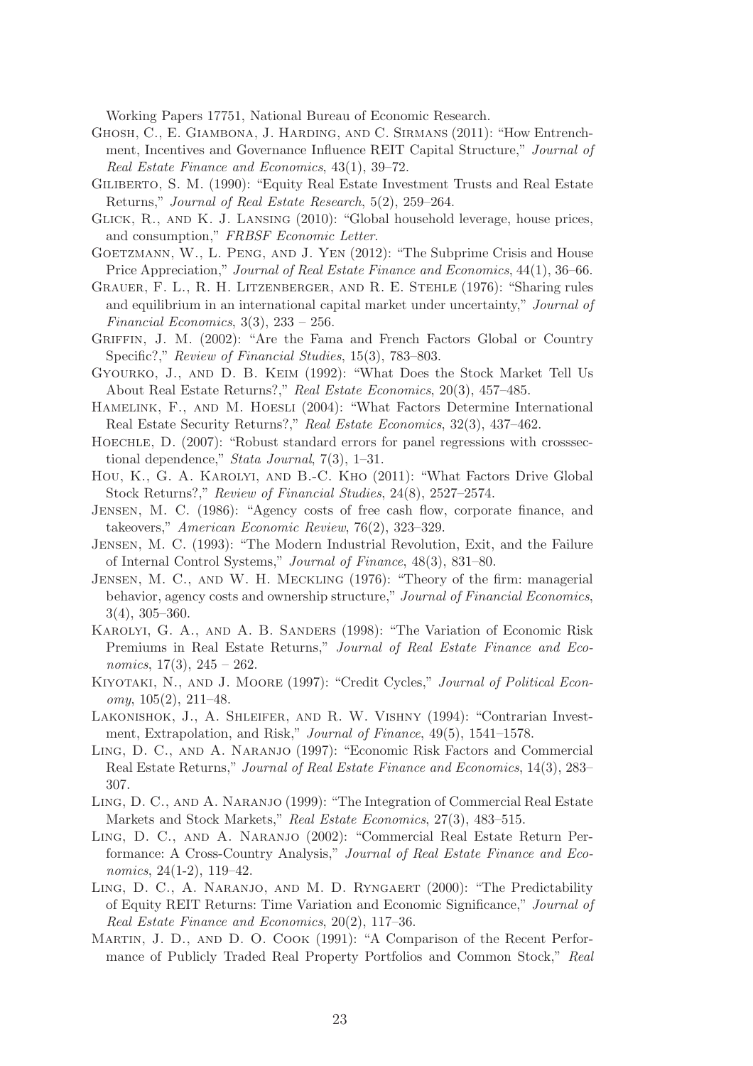Working Papers 17751, National Bureau of Economic Research.

Ghosh, C., E. Giambona, J. Harding, and C. Sirmans (2011): "How Entrenchment, Incentives and Governance Influence REIT Capital Structure," *Journal of Real Estate Finance and Economics*, 43(1), 39–72.

Giliberto, S. M. (1990): "Equity Real Estate Investment Trusts and Real Estate Returns," *Journal of Real Estate Research*, 5(2), 259–264.

Glick, R., and K. J. Lansing (2010): "Global household leverage, house prices, and consumption," *FRBSF Economic Letter*.

Goetzmann, W., L. Peng, and J. Yen (2012): "The Subprime Crisis and House Price Appreciation," *Journal of Real Estate Finance and Economics*, 44(1), 36–66.

Grauer, F. L., R. H. Litzenberger, and R. E. Stehle (1976): "Sharing rules and equilibrium in an international capital market under uncertainty," *Journal of Financial Economics*, 3(3), 233 – 256.

Griffin, J. M. (2002): "Are the Fama and French Factors Global or Country Specific?," *Review of Financial Studies*, 15(3), 783–803.

Gyourko, J., and D. B. Keim (1992): "What Does the Stock Market Tell Us About Real Estate Returns?," *Real Estate Economics*, 20(3), 457–485.

Hamelink, F., and M. Hoesli (2004): "What Factors Determine International Real Estate Security Returns?," *Real Estate Economics*, 32(3), 437–462.

Hoechle, D. (2007): "Robust standard errors for panel regressions with crosssectional dependence," *Stata Journal*, 7(3), 1–31.

Hou, K., G. A. Karolyi, and B.-C. Kho (2011): "What Factors Drive Global Stock Returns?," *Review of Financial Studies*, 24(8), 2527–2574.

Jensen, M. C. (1986): "Agency costs of free cash flow, corporate finance, and takeovers," *American Economic Review*, 76(2), 323–329.

Jensen, M. C. (1993): "The Modern Industrial Revolution, Exit, and the Failure of Internal Control Systems," *Journal of Finance*, 48(3), 831–80.

Jensen, M. C., and W. H. Meckling (1976): "Theory of the firm: managerial behavior, agency costs and ownership structure," *Journal of Financial Economics*, 3(4), 305–360.

Karolyi, G. A., and A. B. Sanders (1998): "The Variation of Economic Risk Premiums in Real Estate Returns," *Journal of Real Estate Finance and Economics*, 17(3), 245 – 262.

Kiyotaki, N., and J. Moore (1997): "Credit Cycles," *Journal of Political Economy*, 105(2), 211–48.

Lakonishok, J., A. Shleifer, and R. W. Vishny (1994): "Contrarian Investment, Extrapolation, and Risk," *Journal of Finance*, 49(5), 1541–1578.

Ling, D. C., and A. Naranjo (1997): "Economic Risk Factors and Commercial Real Estate Returns," *Journal of Real Estate Finance and Economics*, 14(3), 283–307.

Ling, D. C., and A. Naranjo (1999): "The Integration of Commercial Real Estate Markets and Stock Markets," *Real Estate Economics*, 27(3), 483–515.

Ling, D. C., and A. Naranjo (2002): "Commercial Real Estate Return Performance: A Cross-Country Analysis," *Journal of Real Estate Finance and Economics*, 24(1-2), 119–42.

Ling, D. C., A. Naranjo, and M. D. Ryngaert (2000): "The Predictability of Equity REIT Returns: Time Variation and Economic Significance," *Journal of Real Estate Finance and Economics*, 20(2), 117–36.

Martin, J. D., and D. O. Cook (1991): "A Comparison of the Recent Performance of Publicly Traded Real Property Portfolios and Common Stock," *Real*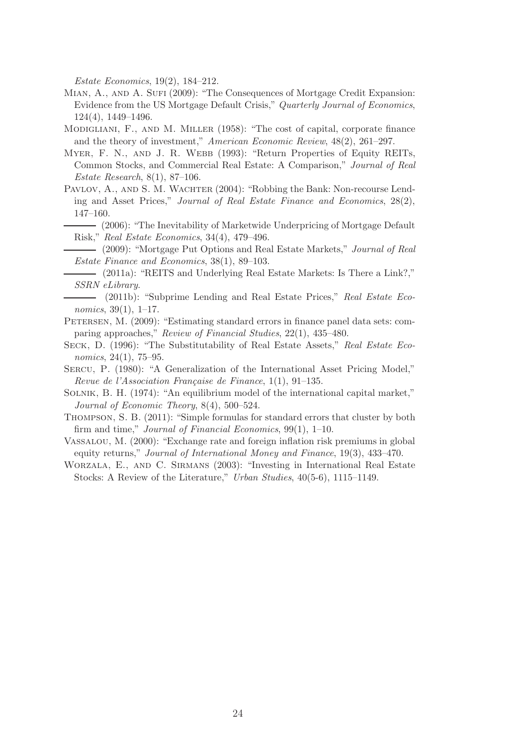*Estate Economics*, 19(2), 184–212.

Mian, A., and A. Sufi (2009): "The Consequences of Mortgage Credit Expansion: Evidence from the US Mortgage Default Crisis," *Quarterly Journal of Economics*, 124(4), 1449–1496.

Modigliani, F., and M. Miller (1958): "The cost of capital, corporate finance and the theory of investment," *American Economic Review*, 48(2), 261–297.

Myer, F. N., and J. R. Webb (1993): "Return Properties of Equity REITs, Common Stocks, and Commercial Real Estate: A Comparison," *Journal of Real Estate Research*, 8(1), 87–106.

Pavlov, A., and S. M. Wachter (2004): "Robbing the Bank: Non-recourse Lending and Asset Prices," *Journal of Real Estate Finance and Economics*, 28(2), 147–160.

——— (2006): "The Inevitability of Marketwide Underpricing of Mortgage Default Risk," *Real Estate Economics*, 34(4), 479–496.

——— (2009): "Mortgage Put Options and Real Estate Markets," *Journal of Real Estate Finance and Economics*, 38(1), 89–103.

——— (2011a): "REITS and Underlying Real Estate Markets: Is There a Link?," *SSRN eLibrary*.

——— (2011b): "Subprime Lending and Real Estate Prices," *Real Estate Economics*, 39(1), 1–17.

Petersen, M. (2009): "Estimating standard errors in finance panel data sets: comparing approaches," *Review of Financial Studies*, 22(1), 435–480.

Seck, D. (1996): "The Substitutability of Real Estate Assets," *Real Estate Economics*, 24(1), 75–95.

Sercu, P. (1980): "A Generalization of the International Asset Pricing Model," *Revue de l'Association Française de Finance*, 1(1), 91–135.

Solnik, B. H. (1974): "An equilibrium model of the international capital market," *Journal of Economic Theory*, 8(4), 500–524.

Thompson, S. B. (2011): "Simple formulas for standard errors that cluster by both firm and time," *Journal of Financial Economics*, 99(1), 1–10.

Vassalou, M. (2000): "Exchange rate and foreign inflation risk premiums in global equity returns," *Journal of International Money and Finance*, 19(3), 433–470.

Worzala, E., and C. Sirmans (2003): "Investing in International Real Estate Stocks: A Review of the Literature," *Urban Studies*, 40(5-6), 1115–1149.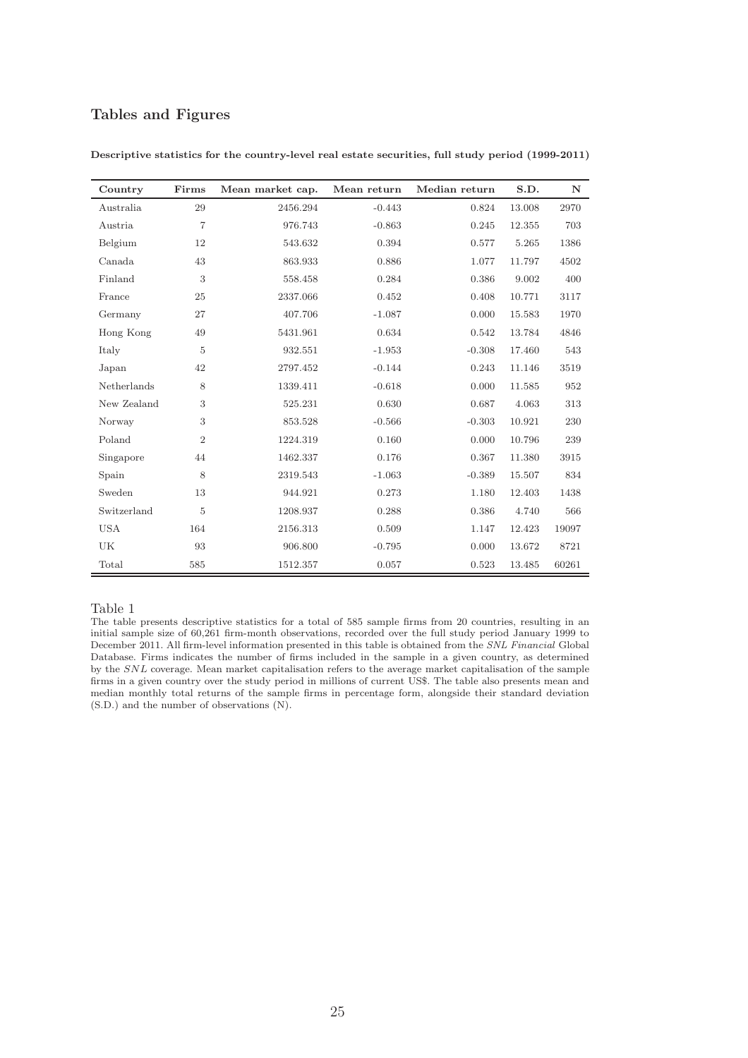## Tables and Figures

**Descriptive statistics for the country-level real estate securities, full study period (1999-2011)**

| Country | Firms | Mean market cap. | Mean return | Median return | S.D. | N |
|---|---|---|---|---|---|---|
| Australia | 29 | 2456.294 | -0.443 | 0.824 | 13.008 | 2970 |
| Austria | 7 | 976.743 | -0.863 | 0.245 | 12.355 | 703 |
| Belgium | 12 | 543.632 | 0.394 | 0.577 | 5.265 | 1386 |
| Canada | 43 | 863.933 | 0.886 | 1.077 | 11.797 | 4502 |
| Finland | 3 | 558.458 | 0.284 | 0.386 | 9.002 | 400 |
| France | 25 | 2337.066 | 0.452 | 0.408 | 10.771 | 3117 |
| Germany | 27 | 407.706 | -1.087 | 0.000 | 15.583 | 1970 |
| Hong Kong | 49 | 5431.961 | 0.634 | 0.542 | 13.784 | 4846 |
| Italy | 5 | 932.551 | -1.953 | -0.308 | 17.460 | 543 |
| Japan | 42 | 2797.452 | -0.144 | 0.243 | 11.146 | 3519 |
| Netherlands | 8 | 1339.411 | -0.618 | 0.000 | 11.585 | 952 |
| New Zealand | 3 | 525.231 | 0.630 | 0.687 | 4.063 | 313 |
| Norway | 3 | 853.528 | -0.566 | -0.303 | 10.921 | 230 |
| Poland | 2 | 1224.319 | 0.160 | 0.000 | 10.796 | 239 |
| Singapore | 44 | 1462.337 | 0.176 | 0.367 | 11.380 | 3915 |
| Spain | 8 | 2319.543 | -1.063 | -0.389 | 15.507 | 834 |
| Sweden | 13 | 944.921 | 0.273 | 1.180 | 12.403 | 1438 |
| Switzerland | 5 | 1208.937 | 0.288 | 0.386 | 4.740 | 566 |
| USA | 164 | 2156.313 | 0.509 | 1.147 | 12.423 | 19097 |
| UK | 93 | 906.800 | -0.795 | 0.000 | 13.672 | 8721 |
| Total | 585 | 1512.357 | 0.057 | 0.523 | 13.485 | 60261 |

Table 1

The table presents descriptive statistics for a total of 585 sample firms from 20 countries, resulting in an initial sample size of 60,261 firm-month observations, recorded over the full study period January 1999 to December 2011. All firm-level information presented in this table is obtained from the *SNL Financial* Global Database. Firms indicates the number of firms included in the sample in a given country, as determined by the *SNL* coverage. Mean market capitalisation refers to the average market capitalisation of the sample firms in a given country over the study period in millions of current US$. The table also presents mean and median monthly total returns of the sample firms in percentage form, alongside their standard deviation (S.D.) and the number of observations (N).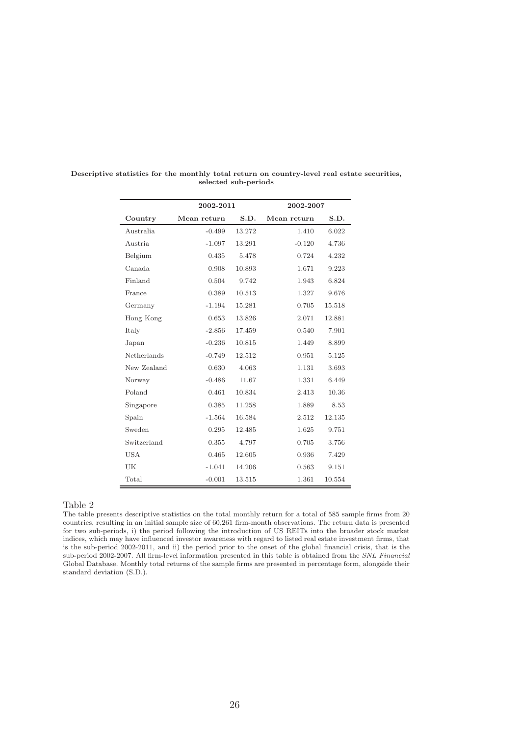**Descriptive statistics for the monthly total return on country-level real estate securities, selected sub-periods**

| | 2002-2011 | | 2002-2007 | |
|---|---|---|---|---|
| **Country** | **Mean return** | **S.D.** | **Mean return** | **S.D.** |
| Australia | -0.499 | 13.272 | 1.410 | 6.022 |
| Austria | -1.097 | 13.291 | -0.120 | 4.736 |
| Belgium | 0.435 | 5.478 | 0.724 | 4.232 |
| Canada | 0.908 | 10.893 | 1.671 | 9.223 |
| Finland | 0.504 | 9.742 | 1.943 | 6.824 |
| France | 0.389 | 10.513 | 1.327 | 9.676 |
| Germany | -1.194 | 15.281 | 0.705 | 15.518 |
| Hong Kong | 0.653 | 13.826 | 2.071 | 12.881 |
| Italy | -2.856 | 17.459 | 0.540 | 7.901 |
| Japan | -0.236 | 10.815 | 1.449 | 8.899 |
| Netherlands | -0.749 | 12.512 | 0.951 | 5.125 |
| New Zealand | 0.630 | 4.063 | 1.131 | 3.693 |
| Norway | -0.486 | 11.67 | 1.331 | 6.449 |
| Poland | 0.461 | 10.834 | 2.413 | 10.36 |
| Singapore | 0.385 | 11.258 | 1.889 | 8.53 |
| Spain | -1.564 | 16.584 | 2.512 | 12.135 |
| Sweden | 0.295 | 12.485 | 1.625 | 9.751 |
| Switzerland | 0.355 | 4.797 | 0.705 | 3.756 |
| USA | 0.465 | 12.605 | 0.936 | 7.429 |
| UK | -1.041 | 14.206 | 0.563 | 9.151 |
| Total | -0.001 | 13.515 | 1.361 | 10.554 |

Table 2
The table presents descriptive statistics on the total monthly return for a total of 585 sample firms from 20 countries, resulting in an initial sample size of 60,261 firm-month observations. The return data is presented for two sub-periods, i) the period following the introduction of US REITs into the broader stock market indices, which may have influenced investor awareness with regard to listed real estate investment firms, that is the sub-period 2002-2011, and ii) the period prior to the onset of the global financial crisis, that is the sub-period 2002-2007. All firm-level information presented in this table is obtained from the *SNL Financial* Global Database. Monthly total returns of the sample firms are presented in percentage form, alongside their standard deviation (S.D.).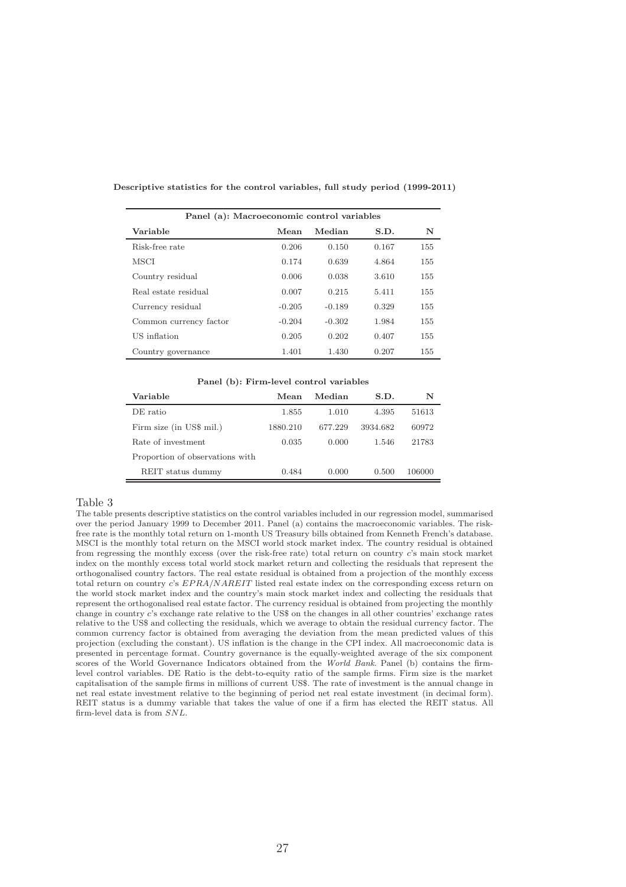**Descriptive statistics for the control variables, full study period (1999-2011)**

| Panel (a): Macroeconomic control variables | | | | |
|---|---|---|---|---|
| **Variable** | **Mean** | **Median** | **S.D.** | **N** |
| Risk-free rate | 0.206 | 0.150 | 0.167 | 155 |
| MSCI | 0.174 | 0.639 | 4.864 | 155 |
| Country residual | 0.006 | 0.038 | 3.610 | 155 |
| Real estate residual | 0.007 | 0.215 | 5.411 | 155 |
| Currency residual | -0.205 | -0.189 | 0.329 | 155 |
| Common currency factor | -0.204 | -0.302 | 1.984 | 155 |
| US inflation | 0.205 | 0.202 | 0.407 | 155 |
| Country governance | 1.401 | 1.430 | 0.207 | 155 |

| Panel (b): Firm-level control variables | | | | |
|---|---|---|---|---|
| **Variable** | **Mean** | **Median** | **S.D.** | **N** |
| DE ratio | 1.855 | 1.010 | 4.395 | 51613 |
| Firm size (in US$ mil.) | 1880.210 | 677.229 | 3934.682 | 60972 |
| Rate of investment | 0.035 | 0.000 | 1.546 | 21783 |
| Proportion of observations with REIT status dummy | 0.484 | 0.000 | 0.500 | 106000 |

Table 3

The table presents descriptive statistics on the control variables included in our regression model, summarised over the period January 1999 to December 2011. Panel (a) contains the macroeconomic variables. The risk-free rate is the monthly total return on 1-month US Treasury bills obtained from Kenneth French's database. MSCI is the monthly total return on the MSCI world stock market index. The country residual is obtained from regressing the monthly excess (over the risk-free rate) total return on country $c$'s main stock market index on the monthly excess total world stock market return and collecting the residuals that represent the orthogonalised country factors. The real estate residual is obtained from a projection of the monthly excess total return on country $c$'s *EPRA/NAREIT* listed real estate index on the corresponding excess return on the world stock market index and the country's main stock market index and collecting the residuals that represent the orthogonalised real estate factor. The currency residual is obtained from projecting the monthly change in country $c$'s exchange rate relative to the US$ on the changes in all other countries' exchange rates relative to the US$ and collecting the residuals, which we average to obtain the residual currency factor. The common currency factor is obtained from averaging the deviation from the mean predicted values of this projection (excluding the constant). US inflation is the change in the CPI index. All macroeconomic data is presented in percentage format. Country governance is the equally-weighted average of the six component scores of the World Governance Indicators obtained from the *World Bank*. Panel (b) contains the firm-level control variables. DE Ratio is the debt-to-equity ratio of the sample firms. Firm size is the market capitalisation of the sample firms in millions of current US$. The rate of investment is the annual change in net real estate investment relative to the beginning of period net real estate investment (in decimal form). REIT status is a dummy variable that takes the value of one if a firm has elected the REIT status. All firm-level data is from *SNL*.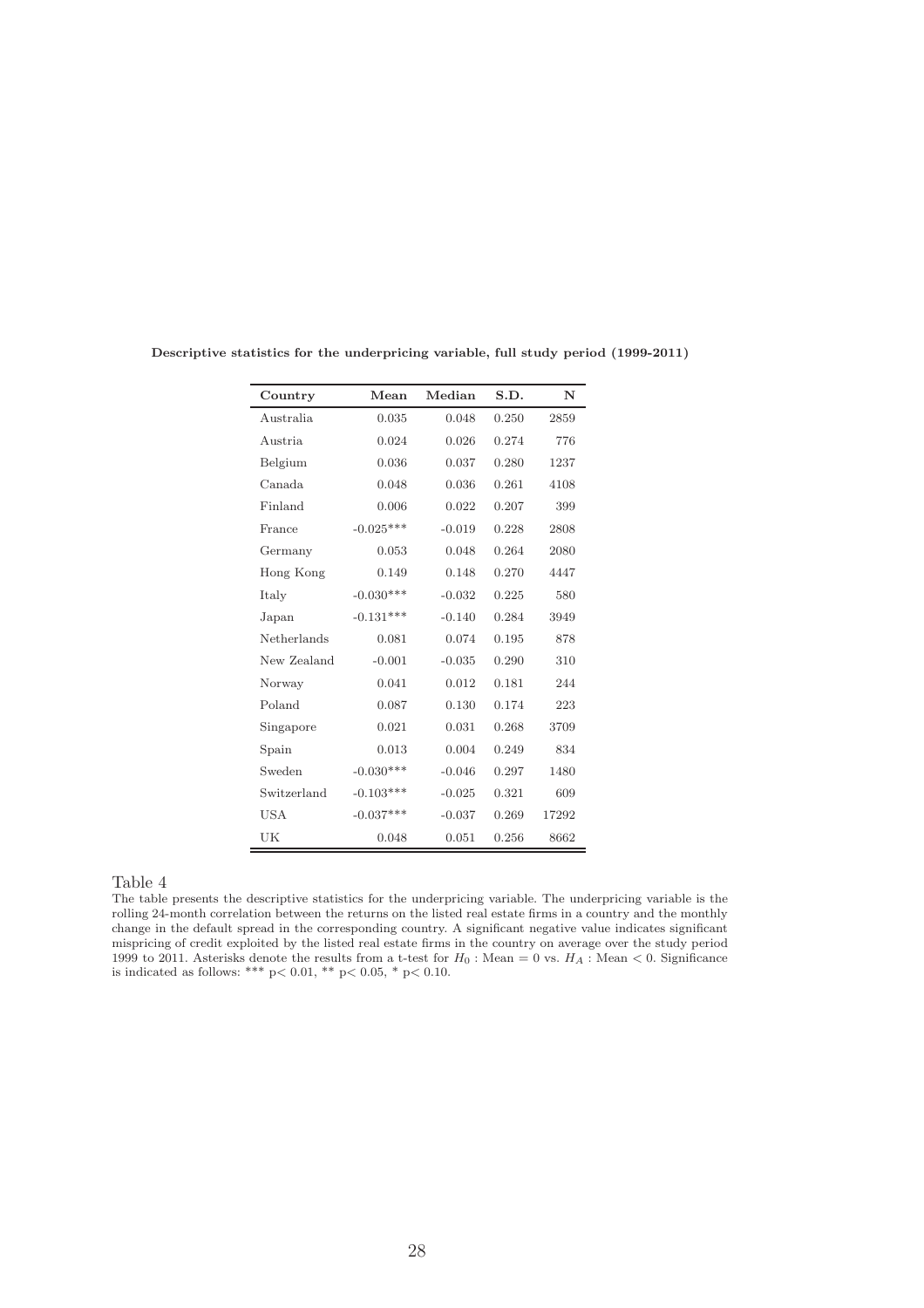**Descriptive statistics for the underpricing variable, full study period (1999-2011)**

| Country | Mean | Median | S.D. | N |
|---|---|---|---|---|
| Australia | 0.035 | 0.048 | 0.250 | 2859 |
| Austria | 0.024 | 0.026 | 0.274 | 776 |
| Belgium | 0.036 | 0.037 | 0.280 | 1237 |
| Canada | 0.048 | 0.036 | 0.261 | 4108 |
| Finland | 0.006 | 0.022 | 0.207 | 399 |
| France | -0.025*** | -0.019 | 0.228 | 2808 |
| Germany | 0.053 | 0.048 | 0.264 | 2080 |
| Hong Kong | 0.149 | 0.148 | 0.270 | 4447 |
| Italy | -0.030*** | -0.032 | 0.225 | 580 |
| Japan | -0.131*** | -0.140 | 0.284 | 3949 |
| Netherlands | 0.081 | 0.074 | 0.195 | 878 |
| New Zealand | -0.001 | -0.035 | 0.290 | 310 |
| Norway | 0.041 | 0.012 | 0.181 | 244 |
| Poland | 0.087 | 0.130 | 0.174 | 223 |
| Singapore | 0.021 | 0.031 | 0.268 | 3709 |
| Spain | 0.013 | 0.004 | 0.249 | 834 |
| Sweden | -0.030*** | -0.046 | 0.297 | 1480 |
| Switzerland | -0.103*** | -0.025 | 0.321 | 609 |
| USA | -0.037*** | -0.037 | 0.269 | 17292 |
| UK | 0.048 | 0.051 | 0.256 | 8662 |

Table 4

The table presents the descriptive statistics for the underpricing variable. The underpricing variable is the rolling 24-month correlation between the returns on the listed real estate firms in a country and the monthly change in the default spread in the corresponding country. A significant negative value indicates significant mispricing of credit exploited by the listed real estate firms in the country on average over the study period 1999 to 2011. Asterisks denote the results from a t-test for $H_0$ : Mean = 0 vs. $H_A$ : Mean < 0. Significance is indicated as follows: *** $p < 0.01$, ** $p < 0.05$, * $p < 0.10$.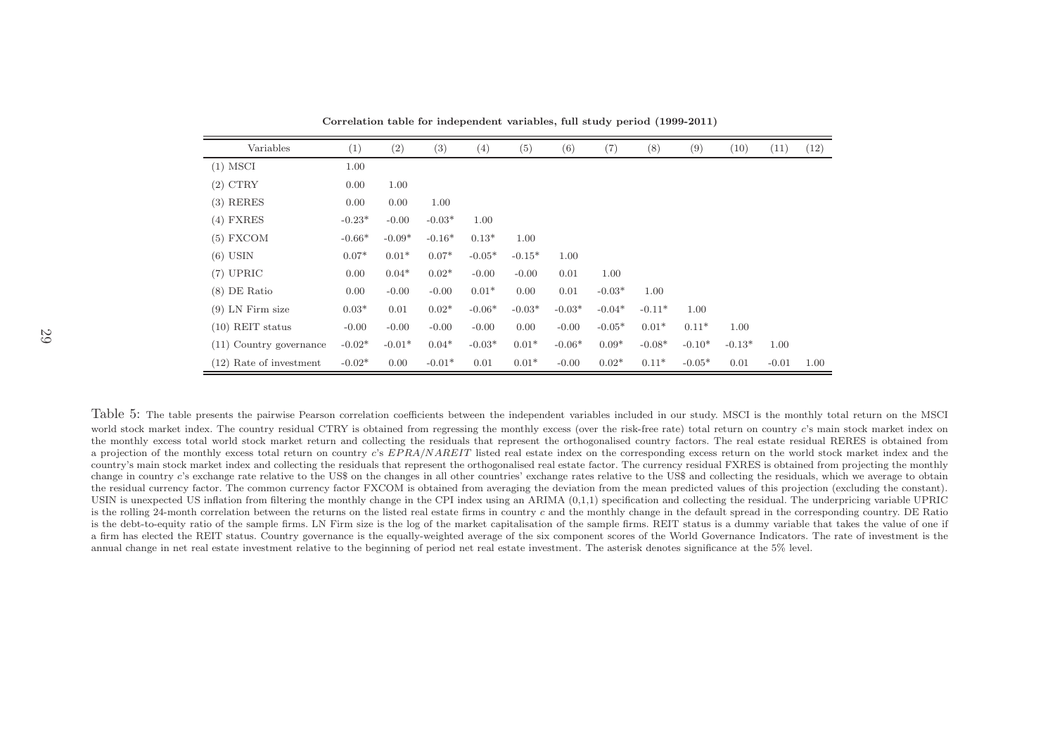**Correlation table for independent variables, full study period (1999-2011)**

| Variables | (1) | (2) | (3) | (4) | (5) | (6) | (7) | (8) | (9) | (10) | (11) | (12) |
|---|---|---|---|---|---|---|---|---|---|---|---|---|
| (1) MSCI | 1.00 | | | | | | | | | | | |
| (2) CTRY | 0.00 | 1.00 | | | | | | | | | | |
| (3) RERES | 0.00 | 0.00 | 1.00 | | | | | | | | | |
| (4) FXRES | -0.23* | -0.00 | -0.03* | 1.00 | | | | | | | | |
| (5) FXCOM | -0.66* | -0.09* | -0.16* | 0.13* | 1.00 | | | | | | | |
| (6) USIN | 0.07* | 0.01* | 0.07* | -0.05* | -0.15* | 1.00 | | | | | | |
| (7) UPRIC | 0.00 | 0.04* | 0.02* | -0.00 | -0.00 | 0.01 | 1.00 | | | | | |
| (8) DE Ratio | 0.00 | -0.00 | -0.00 | 0.01* | 0.00 | 0.01 | -0.03* | 1.00 | | | | |
| (9) LN Firm size | 0.03* | 0.01 | 0.02* | -0.06* | -0.03* | -0.03* | -0.04* | -0.11* | 1.00 | | | |
| (10) REIT status | -0.00 | -0.00 | -0.00 | -0.00 | 0.00 | -0.00 | -0.05* | 0.01* | 0.11* | 1.00 | | |
| (11) Country governance | -0.02* | -0.01* | 0.04* | -0.03* | 0.01* | -0.06* | 0.09* | -0.08* | -0.10* | -0.13* | 1.00 | |
| (12) Rate of investment | -0.02* | 0.00 | -0.01* | 0.01 | 0.01* | -0.00 | 0.02* | 0.11* | -0.05* | 0.01 | -0.01 | 1.00 |

Table 5: The table presents the pairwise Pearson correlation coefficients between the independent variables included in our study. MSCI is the monthly total return on the MSCI world stock market index. The country residual CTRY is obtained from regressing the monthly excess (over the risk-free rate) total return on country $c$'s main stock market index on the monthly excess total world stock market return and collecting the residuals that represent the orthogonalised country factors. The real estate residual RERES is obtained from a projection of the monthly excess total return on country $c$'s *EPRA/NAREIT* listed real estate index on the corresponding excess return on the world stock market index and the country's main stock market index and collecting the residuals that represent the orthogonalised real estate factor. The currency residual FXRES is obtained from projecting the monthly change in country $c$'s exchange rate relative to the US$ on the changes in all other countries' exchange rates relative to the US$ and collecting the residuals, which we average to obtain the residual currency factor. The common currency factor FXCOM is obtained from averaging the deviation from the mean predicted values of this projection (excluding the constant). USIN is unexpected US inflation from filtering the monthly change in the CPI index using an ARIMA (0,1,1) specification and collecting the residual. The underpricing variable UPRIC is the rolling 24-month correlation between the returns on the listed real estate firms in country $c$ and the monthly change in the default spread in the corresponding country. DE Ratio is the debt-to-equity ratio of the sample firms. LN Firm size is the log of the market capitalisation of the sample firms. REIT status is a dummy variable that takes the value of one if a firm has elected the REIT status. Country governance is the equally-weighted average of the six component scores of the World Governance Indicators. The rate of investment is the annual change in net real estate investment relative to the beginning of period net real estate investment. The asterisk denotes significance at the 5% level.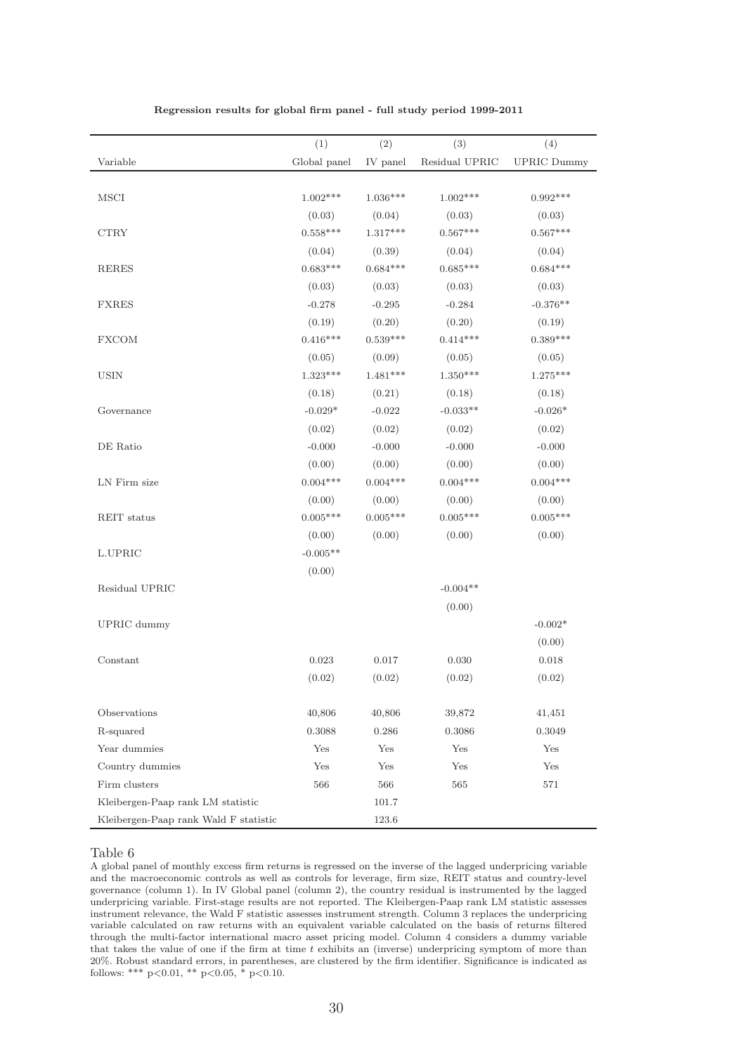**Regression results for global firm panel - full study period 1999-2011**

| | (1) | (2) | (3) | (4) |
|---|---|---|---|---|
| Variable | Global panel | IV panel | Residual UPRIC | UPRIC Dummy |
| MSCI | 1.002*** | 1.036*** | 1.002*** | 0.992*** |
| | (0.03) | (0.04) | (0.03) | (0.03) |
| CTRY | 0.558*** | 1.317*** | 0.567*** | 0.567*** |
| | (0.04) | (0.39) | (0.04) | (0.04) |
| RERES | 0.683*** | 0.684*** | 0.685*** | 0.684*** |
| | (0.03) | (0.03) | (0.03) | (0.03) |
| FXRES | -0.278 | -0.295 | -0.284 | -0.376** |
| | (0.19) | (0.20) | (0.20) | (0.19) |
| FXCOM | 0.416*** | 0.539*** | 0.414*** | 0.389*** |
| | (0.05) | (0.09) | (0.05) | (0.05) |
| USIN | 1.323*** | 1.481*** | 1.350*** | 1.275*** |
| | (0.18) | (0.21) | (0.18) | (0.18) |
| Governance | -0.029* | -0.022 | -0.033** | -0.026* |
| | (0.02) | (0.02) | (0.02) | (0.02) |
| DE Ratio | -0.000 | -0.000 | -0.000 | -0.000 |
| | (0.00) | (0.00) | (0.00) | (0.00) |
| LN Firm size | 0.004*** | 0.004*** | 0.004*** | 0.004*** |
| | (0.00) | (0.00) | (0.00) | (0.00) |
| REIT status | 0.005*** | 0.005*** | 0.005*** | 0.005*** |
| | (0.00) | (0.00) | (0.00) | (0.00) |
| L.UPRIC | -0.005** | | | |
| | (0.00) | | | |
| Residual UPRIC | | | -0.004** | |
| | | | (0.00) | |
| UPRIC dummy | | | | -0.002* |
| | | | | (0.00) |
| Constant | 0.023 | 0.017 | 0.030 | 0.018 |
| | (0.02) | (0.02) | (0.02) | (0.02) |
| Observations | 40,806 | 40,806 | 39,872 | 41,451 |
| R-squared | 0.3088 | 0.286 | 0.3086 | 0.3049 |
| Year dummies | Yes | Yes | Yes | Yes |
| Country dummies | Yes | Yes | Yes | Yes |
| Firm clusters | 566 | 566 | 565 | 571 |
| Kleibergen-Paap rank LM statistic | | 101.7 | | |
| Kleibergen-Paap rank Wald F statistic | | 123.6 | | |

Table 6
A global panel of monthly excess firm returns is regressed on the inverse of the lagged underpricing variable and the macroeconomic controls as well as controls for leverage, firm size, REIT status and country-level governance (column 1). In IV Global panel (column 2), the country residual is instrumented by the lagged underpricing variable. First-stage results are not reported. The Kleibergen-Paap rank LM statistic assesses instrument relevance, the Wald F statistic assesses instrument strength. Column 3 replaces the underpricing variable calculated on raw returns with an equivalent variable calculated on the basis of returns filtered through the multi-factor international macro asset pricing model. Column 4 considers a dummy variable that takes the value of one if the firm at time $t$ exhibits an (inverse) underpricing symptom of more than 20%. Robust standard errors, in parentheses, are clustered by the firm identifier. Significance is indicated as follows: *** $p<0.01$, ** $p<0.05$, * $p<0.10$.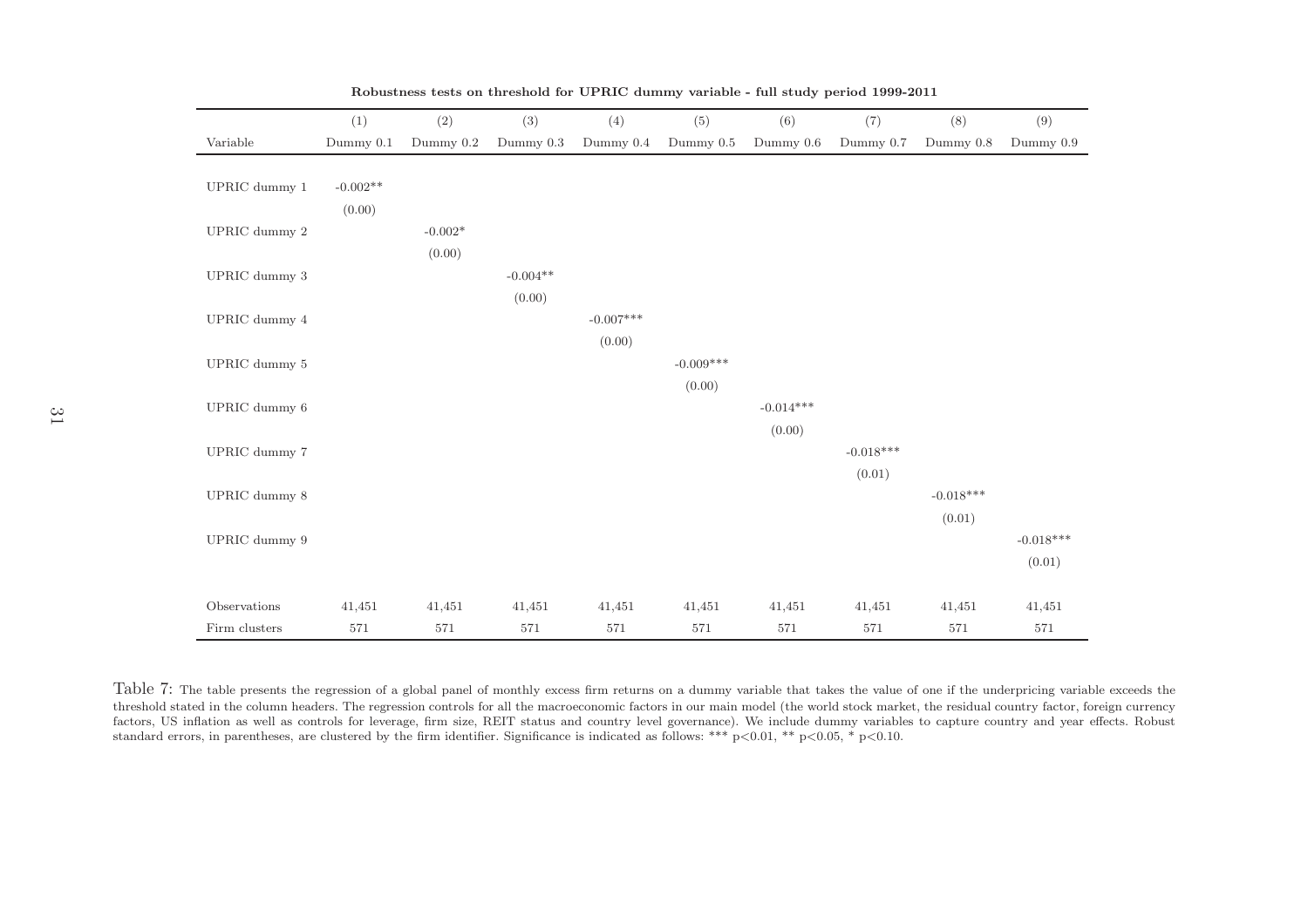**Robustness tests on threshold for UPRIC dummy variable - full study period 1999-2011**

| | (1) | (2) | (3) | (4) | (5) | (6) | (7) | (8) | (9) |
|---|---|---|---|---|---|---|---|---|---|
| Variable | Dummy 0.1 | Dummy 0.2 | Dummy 0.3 | Dummy 0.4 | Dummy 0.5 | Dummy 0.6 | Dummy 0.7 | Dummy 0.8 | Dummy 0.9 |
| UPRIC dummy 1 | -0.002** | | | | | | | | |
| | (0.00) | | | | | | | | |
| UPRIC dummy 2 | | -0.002* | | | | | | | |
| | | (0.00) | | | | | | | |
| UPRIC dummy 3 | | | -0.004** | | | | | | |
| | | | (0.00) | | | | | | |
| UPRIC dummy 4 | | | | -0.007*** | | | | | |
| | | | | (0.00) | | | | | |
| UPRIC dummy 5 | | | | | -0.009*** | | | | |
| | | | | | (0.00) | | | | |
| UPRIC dummy 6 | | | | | | -0.014*** | | | |
| | | | | | | (0.00) | | | |
| UPRIC dummy 7 | | | | | | | -0.018*** | | |
| | | | | | | | (0.01) | | |
| UPRIC dummy 8 | | | | | | | | -0.018*** | |
| | | | | | | | | (0.01) | |
| UPRIC dummy 9 | | | | | | | | | -0.018*** |
| | | | | | | | | | (0.01) |
| Observations | 41,451 | 41,451 | 41,451 | 41,451 | 41,451 | 41,451 | 41,451 | 41,451 | 41,451 |
| Firm clusters | 571 | 571 | 571 | 571 | 571 | 571 | 571 | 571 | 571 |

Table 7: The table presents the regression of a global panel of monthly excess firm returns on a dummy variable that takes the value of one if the underpricing variable exceeds the threshold stated in the column headers. The regression controls for all the macroeconomic factors in our main model (the world stock market, the residual country factor, foreign currency factors, US inflation as well as controls for leverage, firm size, REIT status and country level governance). We include dummy variables to capture country and year effects. Robust standard errors, in parentheses, are clustered by the firm identifier. Significance is indicated as follows: *** $p<0.01$, ** $p<0.05$, * $p<0.10$.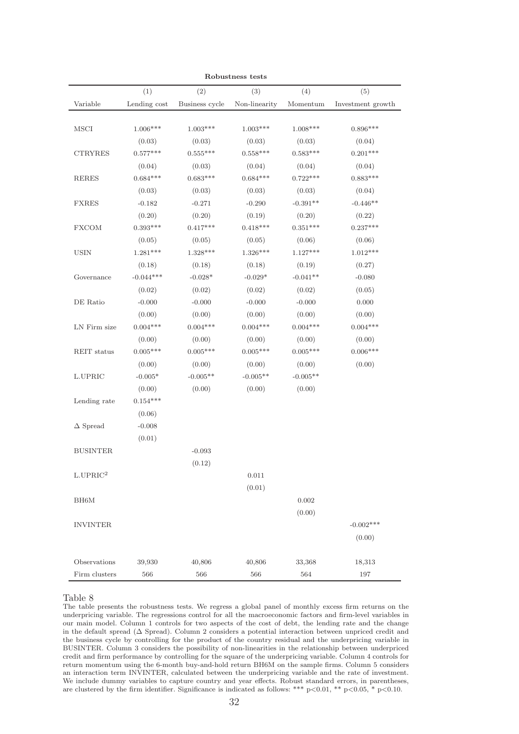**Robustness tests**

| | (1) | (2) | (3) | (4) | (5) |
|---|---|---|---|---|---|
| Variable | Lending cost | Business cycle | Non-linearity | Momentum | Investment growth |
| MSCI | 1.006*** | 1.003*** | 1.003*** | 1.008*** | 0.896*** |
| | (0.03) | (0.03) | (0.03) | (0.03) | (0.04) |
| CTRYRES | 0.577*** | 0.555*** | 0.558*** | 0.583*** | 0.201*** |
| | (0.04) | (0.03) | (0.04) | (0.04) | (0.04) |
| RERES | 0.684*** | 0.683*** | 0.684*** | 0.722*** | 0.883*** |
| | (0.03) | (0.03) | (0.03) | (0.03) | (0.04) |
| FXRES | -0.182 | -0.271 | -0.290 | -0.391** | -0.446** |
| | (0.20) | (0.20) | (0.19) | (0.20) | (0.22) |
| FXCOM | 0.393*** | 0.417*** | 0.418*** | 0.351*** | 0.237*** |
| | (0.05) | (0.05) | (0.05) | (0.06) | (0.06) |
| USIN | 1.281*** | 1.328*** | 1.326*** | 1.127*** | 1.012*** |
| | (0.18) | (0.18) | (0.18) | (0.19) | (0.27) |
| Governance | -0.044*** | -0.028* | -0.029* | -0.041** | -0.080 |
| | (0.02) | (0.02) | (0.02) | (0.02) | (0.05) |
| DE Ratio | -0.000 | -0.000 | -0.000 | -0.000 | 0.000 |
| | (0.00) | (0.00) | (0.00) | (0.00) | (0.00) |
| LN Firm size | 0.004*** | 0.004*** | 0.004*** | 0.004*** | 0.004*** |
| | (0.00) | (0.00) | (0.00) | (0.00) | (0.00) |
| REIT status | 0.005*** | 0.005*** | 0.005*** | 0.005*** | 0.006*** |
| | (0.00) | (0.00) | (0.00) | (0.00) | (0.00) |
| L.UPRIC | -0.005* | -0.005** | -0.005** | -0.005** | |
| | (0.00) | (0.00) | (0.00) | (0.00) | |
| Lending rate | 0.154*** | | | | |
| | (0.06) | | | | |
| Δ Spread | -0.008 | | | | |
| | (0.01) | | | | |
| BUSINTER | | -0.093 | | | |
| | | (0.12) | | | |
| L.UPRIC$^2$ | | | 0.011 | | |
| | | | (0.01) | | |
| BH6M | | | | 0.002 | |
| | | | | (0.00) | |
| INVINTER | | | | | -0.002*** |
| | | | | | (0.00) |
| Observations | 39,930 | 40,806 | 40,806 | 33,368 | 18,313 |
| Firm clusters | 566 | 566 | 566 | 564 | 197 |

Table 8
The table presents the robustness tests. We regress a global panel of monthly excess firm returns on the underpricing variable. The regressions control for all the macroeconomic factors and firm-level variables in our main model. Column 1 controls for two aspects of the cost of debt, the lending rate and the change in the default spread (Δ Spread). Column 2 considers a potential interaction between unpriced credit and the business cycle by controlling for the product of the country residual and the underpricing variable in BUSINTER. Column 3 considers the possibility of non-linearities in the relationship between underpriced credit and firm performance by controlling for the square of the underpricing variable. Column 4 controls for return momentum using the 6-month buy-and-hold return BH6M on the sample firms. Column 5 considers an interaction term INVINTER, calculated between the underpricing variable and the rate of investment. We include dummy variables to capture country and year effects. Robust standard errors, in parentheses, are clustered by the firm identifier. Significance is indicated as follows: *** $p<0.01$, ** $p<0.05$, * $p<0.10$.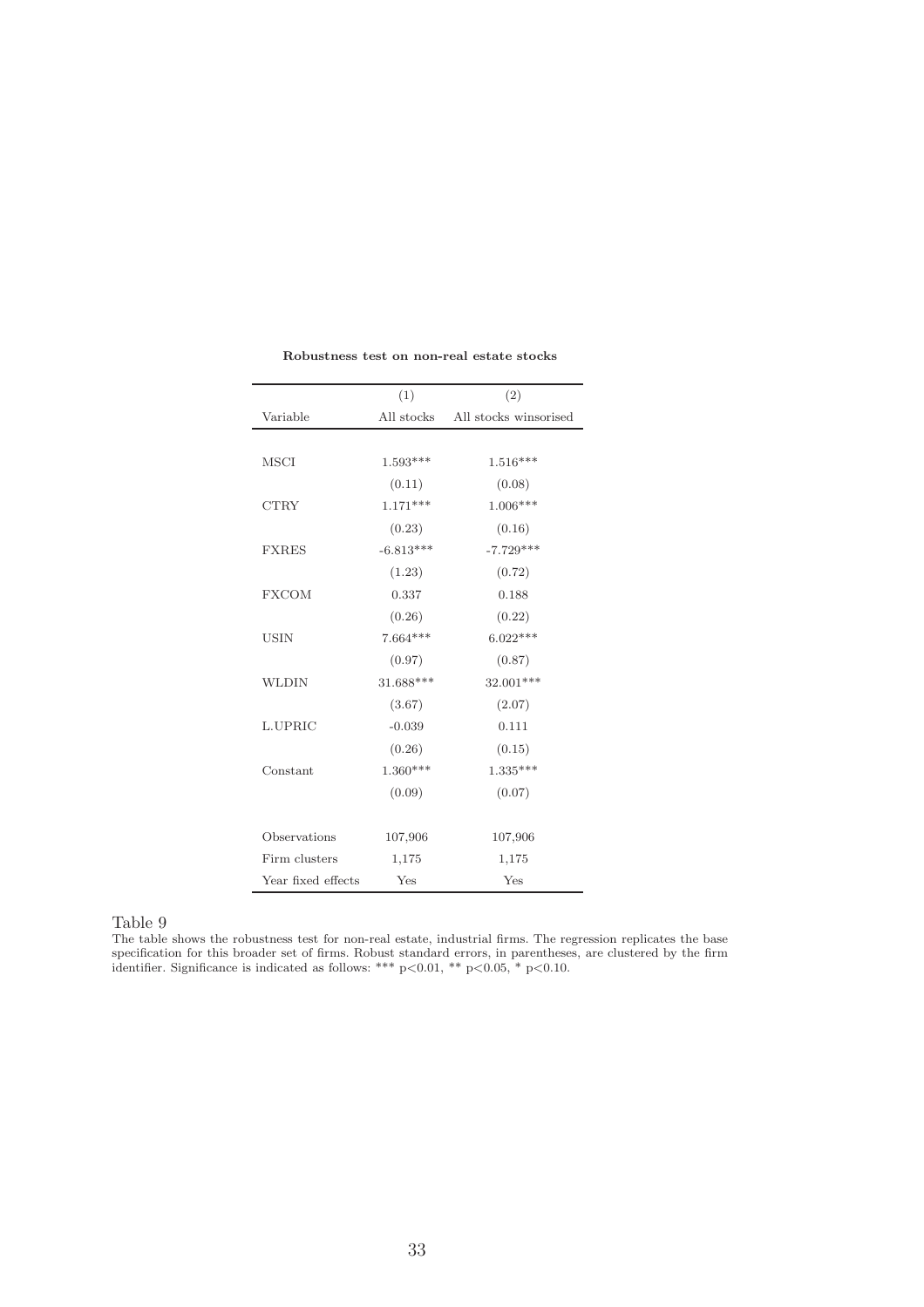**Robustness test on non-real estate stocks**

| | (1) | (2) |
|---|---|---|
| Variable | All stocks | All stocks winsorised |
| | | |
| MSCI | 1.593*** | 1.516*** |
| | (0.11) | (0.08) |
| CTRY | 1.171*** | 1.006*** |
| | (0.23) | (0.16) |
| FXRES | -6.813*** | -7.729*** |
| | (1.23) | (0.72) |
| FXCOM | 0.337 | 0.188 |
| | (0.26) | (0.22) |
| USIN | 7.664*** | 6.022*** |
| | (0.97) | (0.87) |
| WLDIN | 31.688*** | 32.001*** |
| | (3.67) | (2.07) |
| L.UPRIC | -0.039 | 0.111 |
| | (0.26) | (0.15) |
| Constant | 1.360*** | 1.335*** |
| | (0.09) | (0.07) |
| | | |
| Observations | 107,906 | 107,906 |
| Firm clusters | 1,175 | 1,175 |
| Year fixed effects | Yes | Yes |

Table 9

The table shows the robustness test for non-real estate, industrial firms. The regression replicates the base specification for this broader set of firms. Robust standard errors, in parentheses, are clustered by the firm identifier. Significance is indicated as follows: *** $p<0.01$, ** $p<0.05$, * $p<0.10$.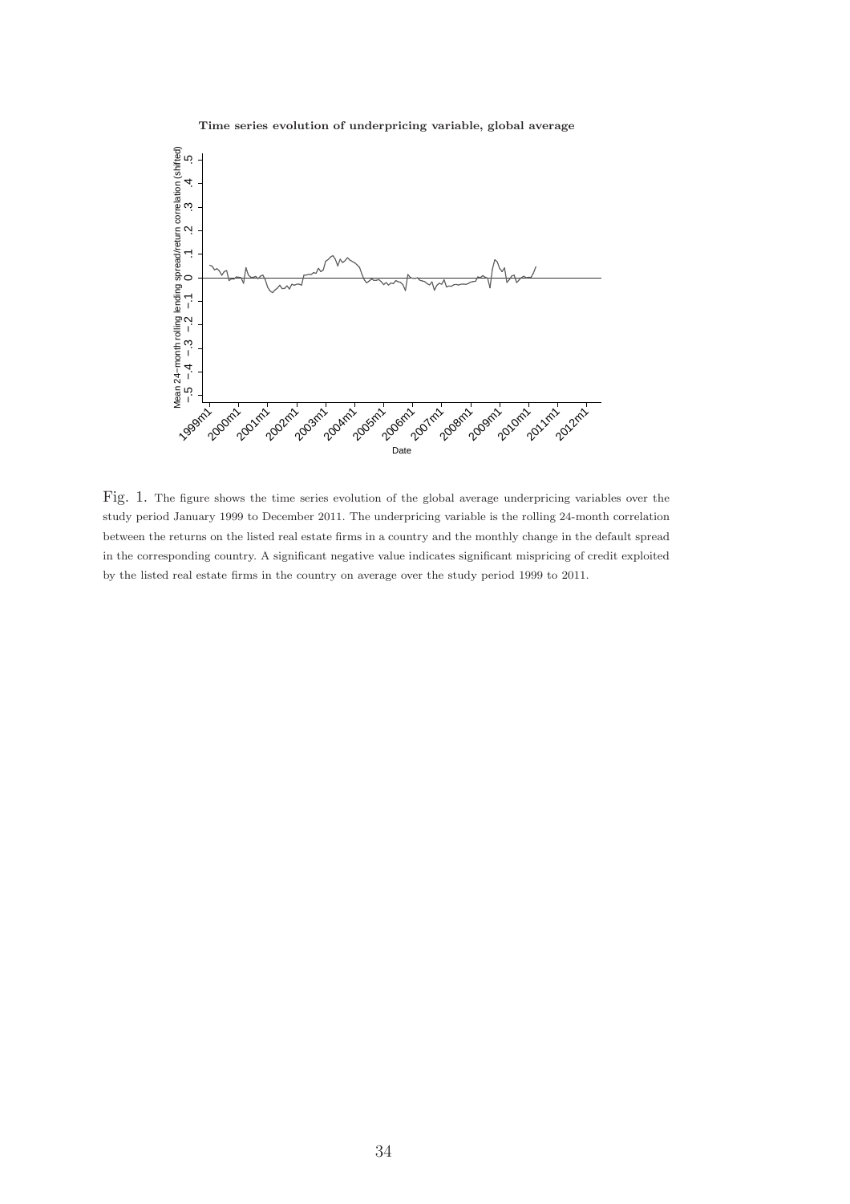**Time series evolution of underpricing variable, global average**

Mean 24−month rolling lending spread/return correlation (shifted)

−.5 −.4 −.3 −.2 −.1 0 .1 .2 .3 .4 .5

1999m1 2000m1 2001m1 2002m1 2003m1 2004m1 2005m1 2006m1 2007m1 2008m1 2009m1 2010m1 2011m1 2012m1

Date

Fig. 1. The figure shows the time series evolution of the global average underpricing variables over the study period January 1999 to December 2011. The underpricing variable is the rolling 24-month correlation between the returns on the listed real estate firms in a country and the monthly change in the default spread in the corresponding country. A significant negative value indicates significant mispricing of credit exploited by the listed real estate firms in the country on average over the study period 1999 to 2011.